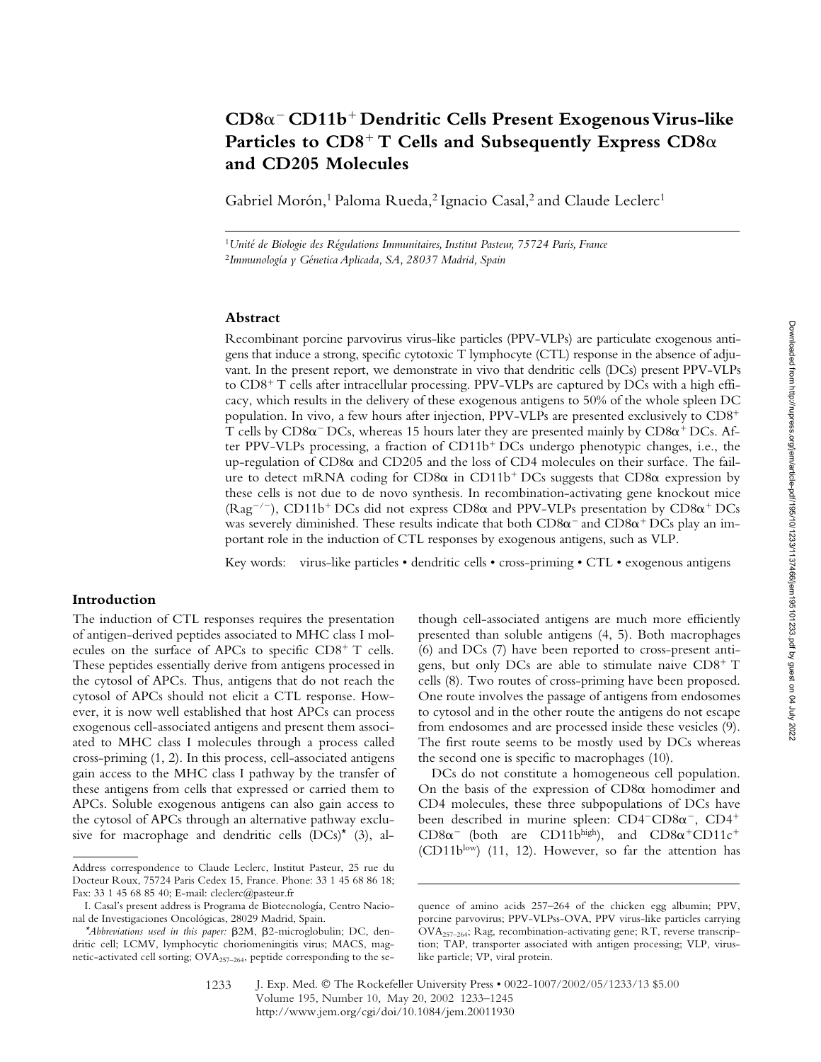# $CD8\alpha^-$ $CD11b^+$ Dendritic Cells Present Exogenous Virus-like Particles to $CD8^+$ T Cells and Subsequently Express $CD8\alpha$ and CD205 Molecules

Gabriel Morón,[1] Paloma Rueda,[2] Ignacio Casal,[2] and Claude Leclerc[1]

[1] *Unité de Biologie des Régulations Immunitaires, Institut Pasteur, 75724 Paris, France*
[2] *Immunología y Génetica Aplicada, SA, 28037 Madrid, Spain*

## Abstract

Recombinant porcine parvovirus virus-like particles (PPV-VLPs) are particulate exogenous antigens that induce a strong, specific cytotoxic T lymphocyte (CTL) response in the absence of adjuvant. In the present report, we demonstrate in vivo that dendritic cells (DCs) present PPV-VLPs to $CD8^+$ T cells after intracellular processing. PPV-VLPs are captured by DCs with a high efficacy, which results in the delivery of these exogenous antigens to 50% of the whole spleen DC population. In vivo, a few hours after injection, PPV-VLPs are presented exclusively to $CD8^+$ T cells by $CD8\alpha^-$ DCs, whereas 15 hours later they are presented mainly by $CD8\alpha^+$ DCs. After PPV-VLPs processing, a fraction of $CD11b^+$ DCs undergo phenotypic changes, i.e., the up-regulation of $CD8\alpha$ and CD205 and the loss of CD4 molecules on their surface. The failure to detect mRNA coding for $CD8\alpha$ in $CD11b^+$ DCs suggests that $CD8\alpha$ expression by these cells is not due to de novo synthesis. In recombination-activating gene knockout mice ($Rag^{-/-}$), $CD11b^+$ DCs did not express $CD8\alpha$ and PPV-VLPs presentation by $CD8\alpha^+$ DCs was severely diminished. These results indicate that both $CD8\alpha^-$ and $CD8\alpha^+$ DCs play an important role in the induction of CTL responses by exogenous antigens, such as VLP.

Key words: virus-like particles • dendritic cells • cross-priming • CTL • exogenous antigens

## Introduction

The induction of CTL responses requires the presentation of antigen-derived peptides associated to MHC class I molecules on the surface of APCs to specific $CD8^+$ T cells. These peptides essentially derive from antigens processed in the cytosol of APCs. Thus, antigens that do not reach the cytosol of APCs should not elicit a CTL response. However, it is now well established that host APCs can process exogenous cell-associated antigens and present them associated to MHC class I molecules through a process called cross-priming (1, 2). In this process, cell-associated antigens gain access to the MHC class I pathway by the transfer of these antigens from cells that expressed or carried them to APCs. Soluble exogenous antigens can also gain access to the cytosol of APCs through an alternative pathway exclusive for macrophage and dendritic cells (DCs)* (3), although cell-associated antigens are much more efficiently presented than soluble antigens (4, 5). Both macrophages (6) and DCs (7) have been reported to cross-present antigens, but only DCs are able to stimulate naive $CD8^+$ T cells (8). Two routes of cross-priming have been proposed. One route involves the passage of antigens from endosomes to cytosol and in the other route the antigens do not escape from endosomes and are processed inside these vesicles (9). The first route seems to be mostly used by DCs whereas the second one is specific to macrophages (10).

DCs do not constitute a homogeneous cell population. On the basis of the expression of $CD8\alpha$ homodimer and CD4 molecules, these three subpopulations of DCs have been described in murine spleen: $CD4^-CD8\alpha^-$, $CD4^+$ $CD8\alpha^-$ (both are $CD11b^{high}$), and $CD8\alpha^+CD11c^+$ ($CD11b^{low}$) (11, 12). However, so far the attention has

---

Address correspondence to Claude Leclerc, Institut Pasteur, 25 rue du Docteur Roux, 75724 Paris Cedex 15, France. Phone: 33 1 45 68 86 18; Fax: 33 1 45 68 85 40; E-mail: cleclerc@pasteur.fr

I. Casal's present address is Programa de Biotecnología, Centro Nacional de Investigaciones Oncológicas, 28029 Madrid, Spain.

*Abbreviations used in this paper:* β2M, β2-microglobulin; DC, dendritic cell; LCMV, lymphocytic choriomeningitis virus; MACS, magnetic-activated cell sorting; $OVA_{257-264}$, peptide corresponding to the sequence of amino acids 257–264 of the chicken egg albumin; PPV, porcine parvovirus; PPV-VLPss-OVA, PPV virus-like particles carrying $OVA_{257-264}$; Rag, recombination-activating gene; RT, reverse transcription; TAP, transporter associated with antigen processing; VLP, virus-like particle; VP, viral protein.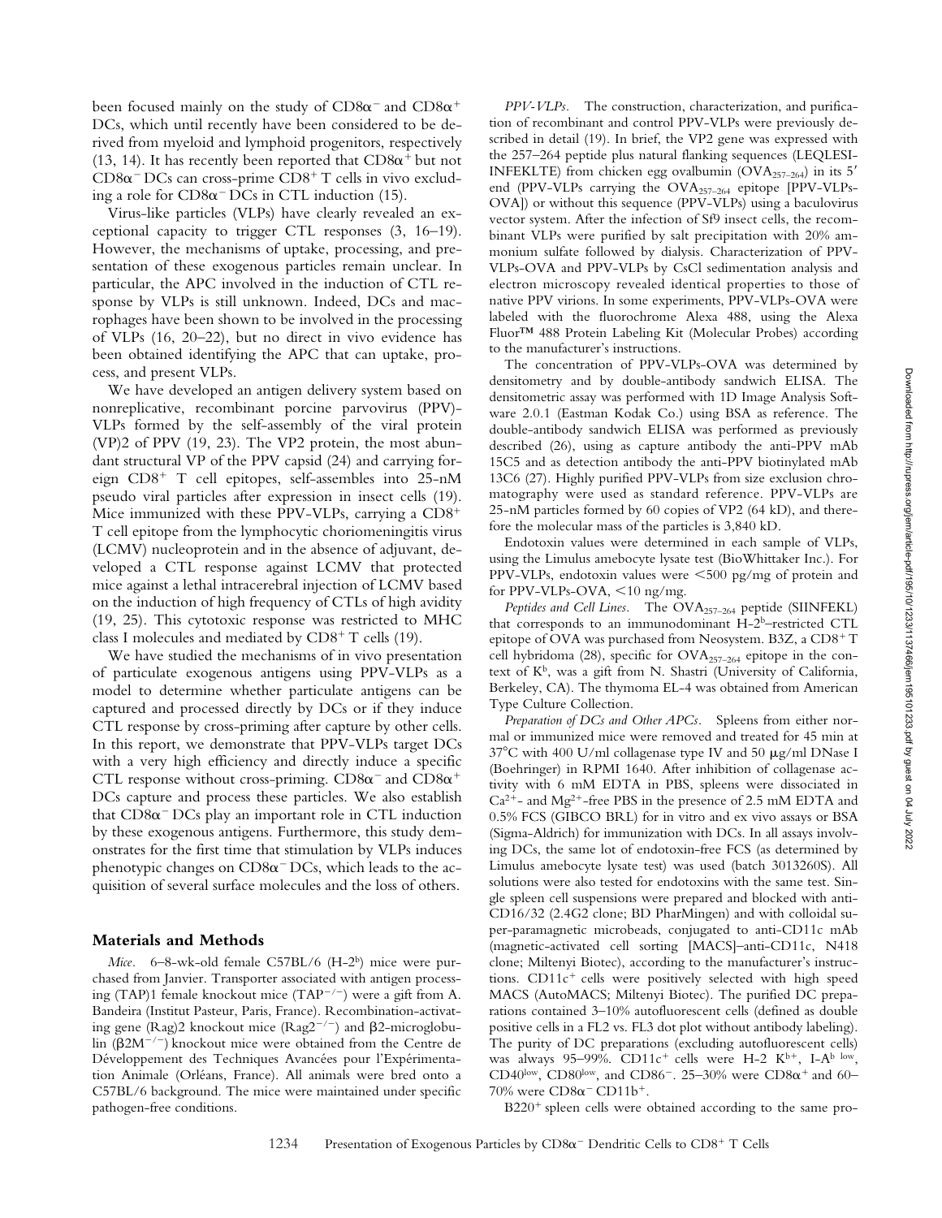been focused mainly on the study of CD8α⁻ and CD8α⁺ DCs, which until recently have been considered to be derived from myeloid and lymphoid progenitors, respectively (13, 14). It has recently been reported that CD8α⁺ but not CD8α⁻ DCs can cross-prime CD8⁺ T cells in vivo excluding a role for CD8α⁻ DCs in CTL induction (15).

Virus-like particles (VLPs) have clearly revealed an exceptional capacity to trigger CTL responses (3, 16–19). However, the mechanisms of uptake, processing, and presentation of these exogenous particles remain unclear. In particular, the APC involved in the induction of CTL response by VLPs is still unknown. Indeed, DCs and macrophages have been shown to be involved in the processing of VLPs (16, 20–22), but no direct in vivo evidence has been obtained identifying the APC that can uptake, process, and present VLPs.

We have developed an antigen delivery system based on nonreplicative, recombinant porcine parvovirus (PPV)-VLPs formed by the self-assembly of the viral protein (VP)2 of PPV (19, 23). The VP2 protein, the most abundant structural VP of the PPV capsid (24) and carrying foreign CD8⁺ T cell epitopes, self-assembles into 25-nM pseudo viral particles after expression in insect cells (19). Mice immunized with these PPV-VLPs, carrying a CD8⁺ T cell epitope from the lymphocytic choriomeningitis virus (LCMV) nucleoprotein and in the absence of adjuvant, developed a CTL response against LCMV that protected mice against a lethal intracerebral injection of LCMV based on the induction of high frequency of CTLs of high avidity (19, 25). This cytotoxic response was restricted to MHC class I molecules and mediated by CD8⁺ T cells (19).

We have studied the mechanisms of in vivo presentation of particulate exogenous antigens using PPV-VLPs as a model to determine whether particulate antigens can be captured and processed directly by DCs or if they induce CTL response by cross-priming after capture by other cells. In this report, we demonstrate that PPV-VLPs target DCs with a very high efficiency and directly induce a specific CTL response without cross-priming. CD8α⁻ and CD8α⁺ DCs capture and process these particles. We also establish that CD8α⁻ DCs play an important role in CTL induction by these exogenous antigens. Furthermore, this study demonstrates for the first time that stimulation by VLPs induces phenotypic changes on CD8α⁻ DCs, which leads to the acquisition of several surface molecules and the loss of others.

## Materials and Methods

*Mice.* 6–8-wk-old female C57BL/6 (H-2ᵇ) mice were purchased from Janvier. Transporter associated with antigen processing (TAP)1 female knockout mice (TAP⁻/⁻) were a gift from A. Bandeira (Institut Pasteur, Paris, France). Recombination-activating gene (Rag)2 knockout mice (Rag2⁻/⁻) and β2-microglobulin (β2M⁻/⁻) knockout mice were obtained from the Centre de Développement des Techniques Avancées pour l'Expérimentation Animale (Orléans, France). All animals were bred onto a C57BL/6 background. The mice were maintained under specific pathogen-free conditions.

*PPV-VLPs.* The construction, characterization, and purification of recombinant and control PPV-VLPs were previously described in detail (19). In brief, the VP2 gene was expressed with the 257–264 peptide plus natural flanking sequences (LEQLESIINFEKLTE) from chicken egg ovalbumin ($OVA_{257-264}$) in its 5′ end (PPV-VLPs carrying the $OVA_{257-264}$ epitope [PPV-VLPs-OVA]) or without this sequence (PPV-VLPs) using a baculovirus vector system. After the infection of Sf9 insect cells, the recombinant VLPs were purified by salt precipitation with 20% ammonium sulfate followed by dialysis. Characterization of PPV-VLPs-OVA and PPV-VLPs by CsCl sedimentation analysis and electron microscopy revealed identical properties to those of native PPV virions. In some experiments, PPV-VLPs-OVA were labeled with the fluorochrome Alexa 488, using the Alexa Fluor™ 488 Protein Labeling Kit (Molecular Probes) according to the manufacturer's instructions.

The concentration of PPV-VLPs-OVA was determined by densitometry and by double-antibody sandwich ELISA. The densitometric assay was performed with 1D Image Analysis Software 2.0.1 (Eastman Kodak Co.) using BSA as reference. The double-antibody sandwich ELISA was performed as previously described (26), using as capture antibody the anti-PPV mAb 15C5 and as detection antibody the anti-PPV biotinylated mAb 13C6 (27). Highly purified PPV-VLPs from size exclusion chromatography were used as standard reference. PPV-VLPs are 25-nM particles formed by 60 copies of VP2 (64 kD), and therefore the molecular mass of the particles is 3,840 kD.

Endotoxin values were determined in each sample of VLPs, using the Limulus amebocyte lysate test (BioWhittaker Inc.). For PPV-VLPs, endotoxin values were <500 pg/mg of protein and for PPV-VLPs-OVA, <10 ng/mg.

*Peptides and Cell Lines.* The $OVA_{257-264}$ peptide (SIINFEKL) that corresponds to an immunodominant H-2ᵇ–restricted CTL epitope of OVA was purchased from Neosystem. B3Z, a CD8⁺ T cell hybridoma (28), specific for $OVA_{257-264}$ epitope in the context of Kᵇ, was a gift from N. Shastri (University of California, Berkeley, CA). The thymoma EL-4 was obtained from American Type Culture Collection.

*Preparation of DCs and Other APCs.* Spleens from either normal or immunized mice were removed and treated for 45 min at 37°C with 400 U/ml collagenase type IV and 50 μg/ml DNase I (Boehringer) in RPMI 1640. After inhibition of collagenase activity with 6 mM EDTA in PBS, spleens were dissociated in $Ca^{2+}$- and $Mg^{2+}$-free PBS in the presence of 2.5 mM EDTA and 0.5% FCS (GIBCO BRL) for in vitro and ex vivo assays or BSA (Sigma-Aldrich) for immunization with DCs. In all assays involving DCs, the same lot of endotoxin-free FCS (as determined by Limulus amebocyte lysate test) was used (batch 3013260S). All solutions were also tested for endotoxins with the same test. Single spleen cell suspensions were prepared and blocked with anti-CD16/32 (2.4G2 clone; BD PharMingen) and with colloidal super-paramagnetic microbeads, conjugated to anti-CD11c mAb (magnetic-activated cell sorting [MACS]–anti-CD11c, N418 clone; Miltenyi Biotec), according to the manufacturer's instructions. CD11c⁺ cells were positively selected with high speed MACS (AutoMACS; Miltenyi Biotec). The purified DC preparations contained 3–10% autofluorescent cells (defined as double positive cells in a FL2 vs. FL3 dot plot without antibody labeling). The purity of DC preparations (excluding autofluorescent cells) was always 95–99%. CD11c⁺ cells were H-2 Kᵇ⁺, I-Aᵇ ˡᵒʷ, CD40ˡᵒʷ, CD80ˡᵒʷ, and CD86⁻. 25–30% were CD8α⁺ and 60–70% were CD8α⁻ CD11b⁺.

B220⁺ spleen cells were obtained according to the same pro-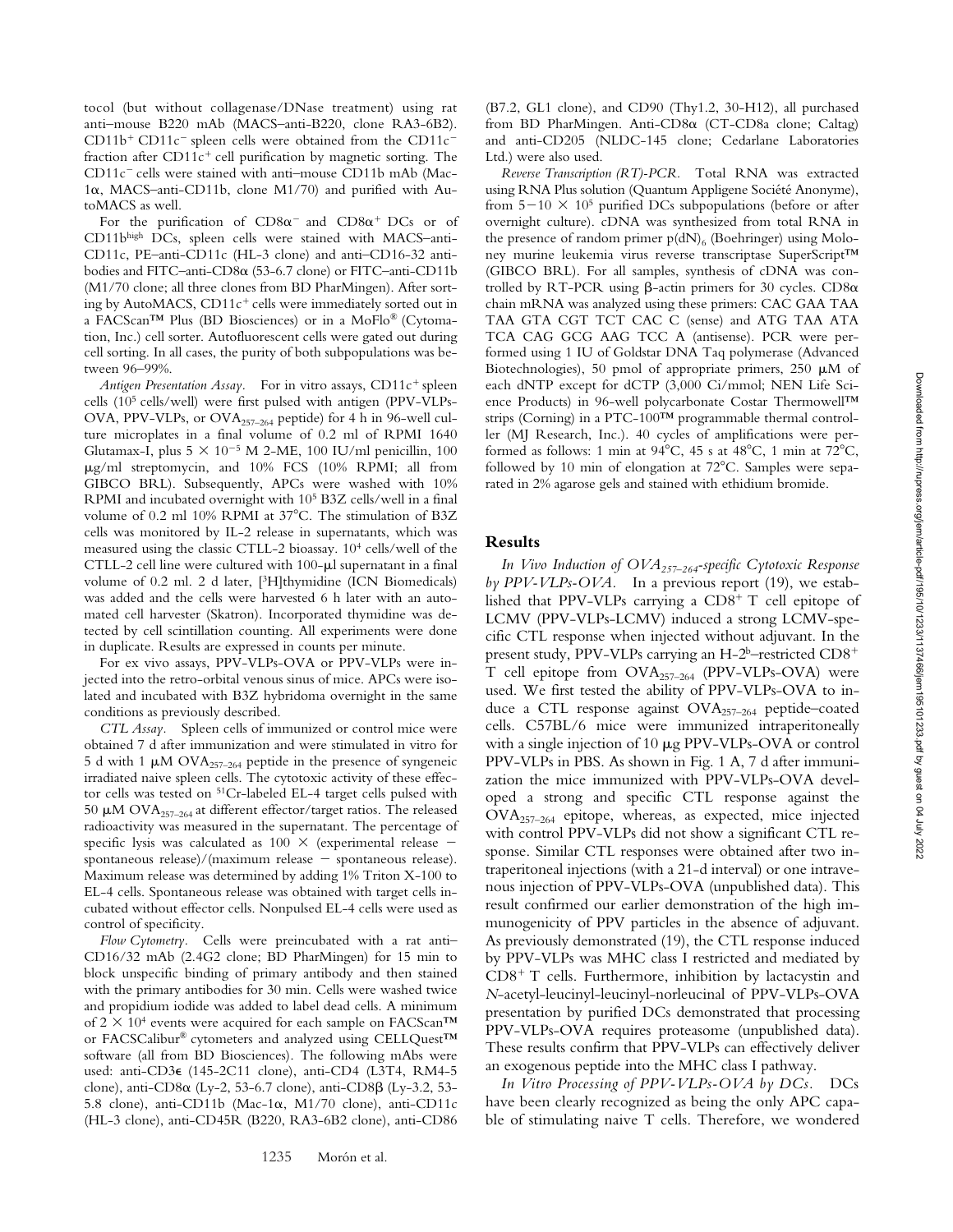tocol (but without collagenase/DNase treatment) using rat anti–mouse B220 mAb (MACS–anti-B220, clone RA3-6B2). $CD11b^+$ $CD11c^-$ spleen cells were obtained from the $CD11c^-$ fraction after $CD11c^+$ cell purification by magnetic sorting. The $CD11c^-$ cells were stained with anti–mouse CD11b mAb (Mac-1α, MACS–anti-CD11b, clone M1/70) and purified with AutoMACS as well.

For the purification of $CD8\alpha^-$ and $CD8\alpha^+$ DCs or of $CD11b^{high}$ DCs, spleen cells were stained with MACS–anti-CD11c, PE–anti-CD11c (HL-3 clone) and anti–CD16-32 antibodies and FITC–anti-CD8α (53-6.7 clone) or FITC–anti-CD11b (M1/70 clone; all three clones from BD PharMingen). After sorting by AutoMACS, $CD11c^+$ cells were immediately sorted out in a FACScan™ Plus (BD Biosciences) or in a MoFlo® (Cytomation, Inc.) cell sorter. Autofluorescent cells were gated out during cell sorting. In all cases, the purity of both subpopulations was between 96–99%.

*Antigen Presentation Assay.* For in vitro assays, $CD11c^+$ spleen cells ($10^5$ cells/well) were first pulsed with antigen (PPV-VLPs-OVA, PPV-VLPs, or $OVA_{257–264}$ peptide) for 4 h in 96-well culture microplates in a final volume of 0.2 ml of RPMI 1640 Glutamax-I, plus $5 \times 10^{-5}$ M 2-ME, 100 IU/ml penicillin, 100 μg/ml streptomycin, and 10% FCS (10% RPMI; all from GIBCO BRL). Subsequently, APCs were washed with 10% RPMI and incubated overnight with $10^5$ B3Z cells/well in a final volume of 0.2 ml 10% RPMI at 37°C. The stimulation of B3Z cells was monitored by IL-2 release in supernatants, which was measured using the classic CTLL-2 bioassay. $10^4$ cells/well of the CTLL-2 cell line were cultured with 100-μl supernatant in a final volume of 0.2 ml. 2 d later, [$^3$H]thymidine (ICN Biomedicals) was added and the cells were harvested 6 h later with an automated cell harvester (Skatron). Incorporated thymidine was detected by cell scintillation counting. All experiments were done in duplicate. Results are expressed in counts per minute.

For ex vivo assays, PPV-VLPs-OVA or PPV-VLPs were injected into the retro-orbital venous sinus of mice. APCs were isolated and incubated with B3Z hybridoma overnight in the same conditions as previously described.

*CTL Assay.* Spleen cells of immunized or control mice were obtained 7 d after immunization and were stimulated in vitro for 5 d with 1 μM $OVA_{257–264}$ peptide in the presence of syngeneic irradiated naive spleen cells. The cytotoxic activity of these effector cells was tested on $^{51}$Cr-labeled EL-4 target cells pulsed with 50 μM $OVA_{257–264}$ at different effector/target ratios. The released radioactivity was measured in the supernatant. The percentage of specific lysis was calculated as $100 \times$ (experimental release − spontaneous release)/(maximum release − spontaneous release). Maximum release was determined by adding 1% Triton X-100 to EL-4 cells. Spontaneous release was obtained with target cells incubated without effector cells. Nonpulsed EL-4 cells were used as control of specificity.

*Flow Cytometry.* Cells were preincubated with a rat anti–CD16/32 mAb (2.4G2 clone; BD PharMingen) for 15 min to block unspecific binding of primary antibody and then stained with the primary antibodies for 30 min. Cells were washed twice and propidium iodide was added to label dead cells. A minimum of $2 \times 10^4$ events were acquired for each sample on FACScan™ or FACSCalibur® cytometers and analyzed using CELLQuest™ software (all from BD Biosciences). The following mAbs were used: anti-CD3ε (145-2C11 clone), anti-CD4 (L3T4, RM4-5 clone), anti-CD8α (Ly-2, 53-6.7 clone), anti-CD8β (Ly-3.2, 53-5.8 clone), anti-CD11b (Mac-1α, M1/70 clone), anti-CD11c (HL-3 clone), anti-CD45R (B220, RA3-6B2 clone), anti-CD86 (B7.2, GL1 clone), and CD90 (Thy1.2, 30-H12), all purchased from BD PharMingen. Anti-CD8α (CT-CD8a clone; Caltag) and anti-CD205 (NLDC-145 clone; Cedarlane Laboratories Ltd.) were also used.

*Reverse Transcription (RT)-PCR.* Total RNA was extracted using RNA Plus solution (Quantum Appligene Société Anonyme), from $5–10 \times 10^5$ purified DCs subpopulations (before or after overnight culture). cDNA was synthesized from total RNA in the presence of random primer $p(dN)_6$ (Boehringer) using Moloney murine leukemia virus reverse transcriptase SuperScript™ (GIBCO BRL). For all samples, synthesis of cDNA was controlled by RT-PCR using β-actin primers for 30 cycles. CD8α chain mRNA was analyzed using these primers: CAC GAA TAA TAA GTA CGT TCT CAC C (sense) and ATG TAA ATA TCA CAG GCG AAG TCC A (antisense). PCR were performed using 1 IU of Goldstar DNA Taq polymerase (Advanced Biotechnologies), 50 pmol of appropriate primers, 250 μM of each dNTP except for dCTP (3,000 Ci/mmol; NEN Life Science Products) in 96-well polycarbonate Costar Thermowell™ strips (Corning) in a PTC-100™ programmable thermal controller (MJ Research, Inc.). 40 cycles of amplifications were performed as follows: 1 min at 94°C, 45 s at 48°C, 1 min at 72°C, followed by 10 min of elongation at 72°C. Samples were separated in 2% agarose gels and stained with ethidium bromide.

## Results

*In Vivo Induction of $OVA_{257–264}$-specific Cytotoxic Response by PPV-VLPs-OVA.* In a previous report (19), we established that PPV-VLPs carrying a $CD8^+$ T cell epitope of LCMV (PPV-VLPs-LCMV) induced a strong LCMV-specific CTL response when injected without adjuvant. In the present study, PPV-VLPs carrying an H-2$^b$–restricted $CD8^+$ T cell epitope from $OVA_{257–264}$ (PPV-VLPs-OVA) were used. We first tested the ability of PPV-VLPs-OVA to induce a CTL response against $OVA_{257–264}$ peptide–coated cells. C57BL/6 mice were immunized intraperitoneally with a single injection of 10 μg PPV-VLPs-OVA or control PPV-VLPs in PBS. As shown in Fig. 1 A, 7 d after immunization the mice immunized with PPV-VLPs-OVA developed a strong and specific CTL response against the $OVA_{257–264}$ epitope, whereas, as expected, mice injected with control PPV-VLPs did not show a significant CTL response. Similar CTL responses were obtained after two intraperitoneal injections (with a 21-d interval) or one intravenous injection of PPV-VLPs-OVA (unpublished data). This result confirmed our earlier demonstration of the high immunogenicity of PPV particles in the absence of adjuvant. As previously demonstrated (19), the CTL response induced by PPV-VLPs was MHC class I restricted and mediated by $CD8^+$ T cells. Furthermore, inhibition by lactacystin and *N*-acetyl-leucinyl-leucinyl-norleucinal of PPV-VLPs-OVA presentation by purified DCs demonstrated that processing PPV-VLPs-OVA requires proteasome (unpublished data). These results confirm that PPV-VLPs can effectively deliver an exogenous peptide into the MHC class I pathway.

*In Vitro Processing of PPV-VLPs-OVA by DCs.* DCs have been clearly recognized as being the only APC capable of stimulating naive T cells. Therefore, we wondered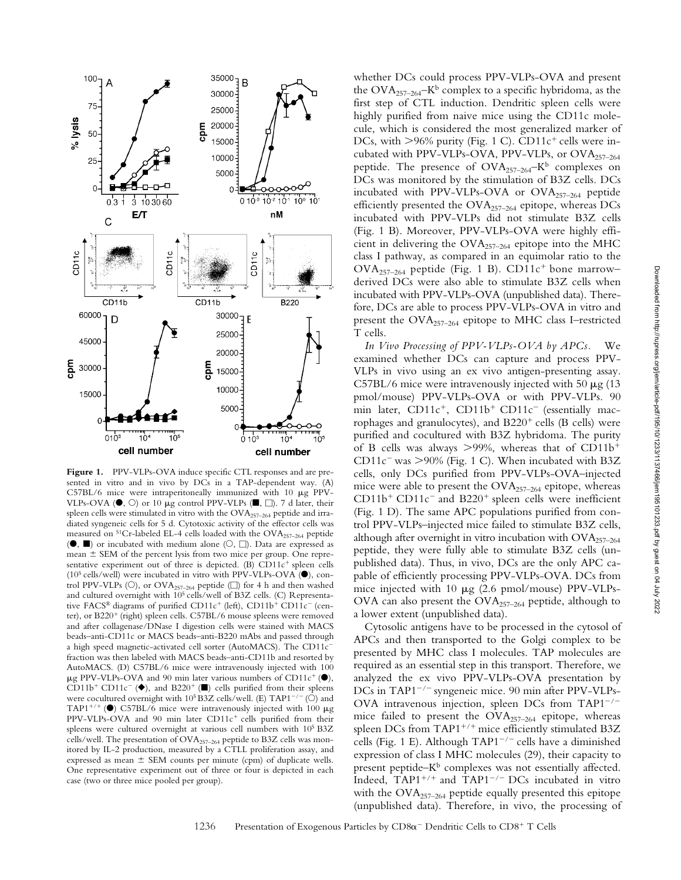**Figure 1.** PPV-VLPs-OVA induce specific CTL responses and are presented in vitro and in vivo by DCs in a TAP-dependent way. (A) C57BL/6 mice were intraperitoneally immunized with 10 μg PPV-VLPs-OVA (●, ○) or 10 μg control PPV-VLPs (■, □). 7 d later, their spleen cells were stimulated in vitro with the $OVA_{257–264}$ peptide and irradiated syngeneic cells for 5 d. Cytotoxic activity of the effector cells was measured on $^{51}$Cr-labeled EL-4 cells loaded with the $OVA_{257–264}$ peptide (●, ■) or incubated with medium alone (○, □). Data are expressed as mean ± SEM of the percent lysis from two mice per group. One representative experiment out of three is depicted. (B) $CD11c^+$ spleen cells ($10^5$ cells/well) were incubated in vitro with PPV-VLPs-OVA (●), control PPV-VLPs (○), or $OVA_{257–264}$ peptide (□) for 4 h and then washed and cultured overnight with $10^5$ cells/well of B3Z cells. (C) Representative FACS® diagrams of purified $CD11c^+$ (left), $CD11b^+$ $CD11c^-$ (center), or $B220^+$ (right) spleen cells. C57BL/6 mouse spleens were removed and after collagenase/DNase I digestion cells were stained with MACS beads–anti-CD11c or MACS beads–anti-B220 mAbs and passed through a high speed magnetic-activated cell sorter (AutoMACS). The $CD11c^-$ fraction was then labeled with MACS beads–anti-CD11b and resorted by AutoMACS. (D) C57BL/6 mice were intravenously injected with 100 μg PPV-VLPs-OVA and 90 min later various numbers of $CD11c^+$ (●), $CD11b^+$ $CD11c^-$ (◆), and $B220^+$ (■) cells purified from their spleens were cocultured overnight with $10^5$ B3Z cells/well. (E) $TAP1^{-/-}$ (○) and $TAP1^{+/+}$ (●) C57BL/6 mice were intravenously injected with 100 μg PPV-VLPs-OVA and 90 min later $CD11c^+$ cells purified from their spleens were cultured overnight at various cell numbers with $10^5$ B3Z cells/well. The presentation of $OVA_{257–264}$ peptide to B3Z cells was monitored by IL-2 production, measured by a CTLL proliferation assay, and expressed as mean ± SEM counts per minute (cpm) of duplicate wells. One representative experiment out of three or four is depicted in each case (two or three mice pooled per group).

whether DCs could process PPV-VLPs-OVA and present the $OVA_{257–264}$–$K^b$ complex to a specific hybridoma, as the first step of CTL induction. Dendritic spleen cells were highly purified from naive mice using the CD11c molecule, which is considered the most generalized marker of DCs, with >96% purity (Fig. 1 C). $CD11c^+$ cells were incubated with PPV-VLPs-OVA, PPV-VLPs, or $OVA_{257–264}$ peptide. The presence of $OVA_{257–264}$–$K^b$ complexes on DCs was monitored by the stimulation of B3Z cells. DCs incubated with PPV-VLPs-OVA or $OVA_{257–264}$ peptide efficiently presented the $OVA_{257–264}$ epitope, whereas DCs incubated with PPV-VLPs did not stimulate B3Z cells (Fig. 1 B). Moreover, PPV-VLPs-OVA were highly efficient in delivering the $OVA_{257–264}$ epitope into the MHC class I pathway, as compared in an equimolar ratio to the $OVA_{257–264}$ peptide (Fig. 1 B). $CD11c^+$ bone marrow–derived DCs were also able to stimulate B3Z cells when incubated with PPV-VLPs-OVA (unpublished data). Therefore, DCs are able to process PPV-VLPs-OVA in vitro and present the $OVA_{257–264}$ epitope to MHC class I–restricted T cells.

*In Vivo Processing of PPV-VLPs-OVA by APCs.* We examined whether DCs can capture and process PPV-VLPs in vivo using an ex vivo antigen-presenting assay. C57BL/6 mice were intravenously injected with 50 μg (13 pmol/mouse) PPV-VLPs-OVA or with PPV-VLPs. 90 min later, $CD11c^+$, $CD11b^+$ $CD11c^-$ (essentially macrophages and granulocytes), and $B220^+$ cells (B cells) were purified and cocultured with B3Z hybridoma. The purity of B cells was always >99%, whereas that of $CD11b^+$ $CD11c^-$ was >90% (Fig. 1 C). When incubated with B3Z cells, only DCs purified from PPV-VLPs-OVA–injected mice were able to present the $OVA_{257–264}$ epitope, whereas $CD11b^+$ $CD11c^-$ and $B220^+$ spleen cells were inefficient (Fig. 1 D). The same APC populations purified from control PPV-VLPs–injected mice failed to stimulate B3Z cells, although after overnight in vitro incubation with $OVA_{257–264}$ peptide, they were fully able to stimulate B3Z cells (unpublished data). Thus, in vivo, DCs are the only APC capable of efficiently processing PPV-VLPs-OVA. DCs from mice injected with 10 μg (2.6 pmol/mouse) PPV-VLPs-OVA can also present the $OVA_{257–264}$ peptide, although to a lower extent (unpublished data).

Cytosolic antigens have to be processed in the cytosol of APCs and then transported to the Golgi complex to be presented by MHC class I molecules. TAP molecules are required as an essential step in this transport. Therefore, we analyzed the ex vivo PPV-VLPs-OVA presentation by DCs in $TAP1^{-/-}$ syngeneic mice. 90 min after PPV-VLPs-OVA intravenous injection, spleen DCs from $TAP1^{-/-}$ mice failed to present the $OVA_{257–264}$ epitope, whereas spleen DCs from $TAP1^{+/+}$ mice efficiently stimulated B3Z cells (Fig. 1 E). Although $TAP1^{-/-}$ cells have a diminished expression of class I MHC molecules (29), their capacity to present peptide–$K^b$ complexes was not essentially affected. Indeed, $TAP1^{+/+}$ and $TAP1^{-/-}$ DCs incubated in vitro with the $OVA_{257–264}$ peptide equally presented this epitope (unpublished data). Therefore, in vivo, the processing of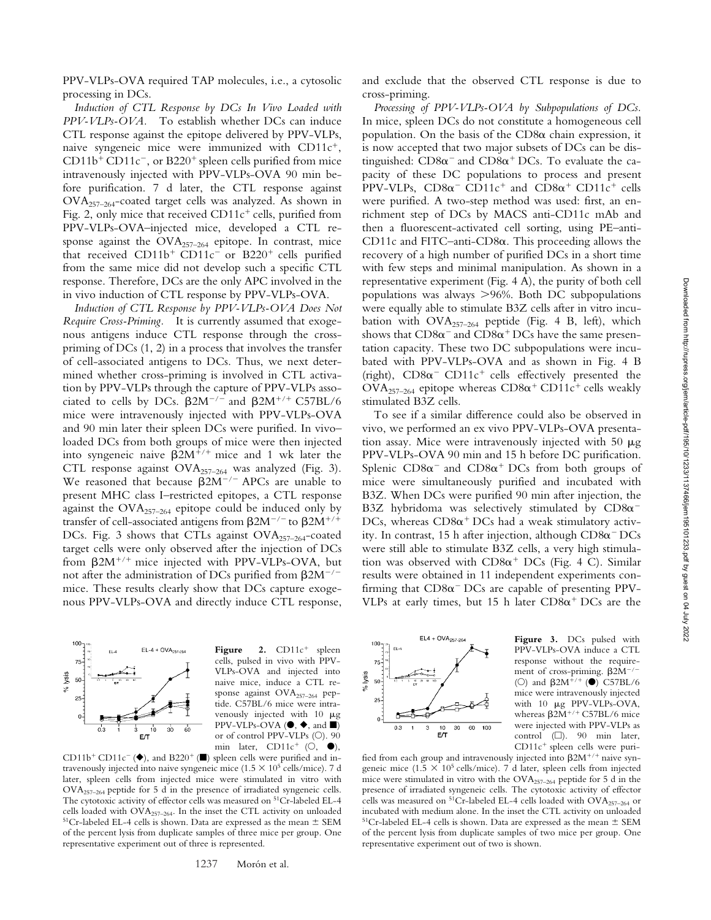PPV-VLPs-OVA required TAP molecules, i.e., a cytosolic processing in DCs.

*Induction of CTL Response by DCs In Vivo Loaded with PPV-VLPs-OVA.* To establish whether DCs can induce CTL response against the epitope delivered by PPV-VLPs, naive syngeneic mice were immunized with $CD11c^+$, $CD11b^+$ $CD11c^-$, or $B220^+$ spleen cells purified from mice intravenously injected with PPV-VLPs-OVA 90 min before purification. 7 d later, the CTL response against $OVA_{257-264}$-coated target cells was analyzed. As shown in Fig. 2, only mice that received $CD11c^+$ cells, purified from PPV-VLPs-OVA–injected mice, developed a CTL response against the $OVA_{257-264}$ epitope. In contrast, mice that received $CD11b^+$ $CD11c^-$ or $B220^+$ cells purified from the same mice did not develop such a specific CTL response. Therefore, DCs are the only APC involved in the in vivo induction of CTL response by PPV-VLPs-OVA.

*Induction of CTL Response by PPV-VLPs-OVA Does Not Require Cross-Priming.* It is currently assumed that exogenous antigens induce CTL response through the cross-priming of DCs (1, 2) in a process that involves the transfer of cell-associated antigens to DCs. Thus, we next determined whether cross-priming is involved in CTL activation by PPV-VLPs through the capture of PPV-VLPs associated to cells by DCs. $\beta2M^{-/-}$ and $\beta2M^{+/+}$ C57BL/6 mice were intravenously injected with PPV-VLPs-OVA and 90 min later their spleen DCs were purified. In vivo–loaded DCs from both groups of mice were then injected into syngeneic naive $\beta2M^{+/+}$ mice and 1 wk later the CTL response against $OVA_{257-264}$ was analyzed (Fig. 3). We reasoned that because $\beta2M^{-/-}$ APCs are unable to present MHC class I–restricted epitopes, a CTL response against the $OVA_{257-264}$ epitope could be induced only by transfer of cell-associated antigens from $\beta2M^{-/-}$ to $\beta2M^{+/+}$ DCs. Fig. 3 shows that CTLs against $OVA_{257-264}$-coated target cells were only observed after the injection of DCs from $\beta2M^{+/+}$ mice injected with PPV-VLPs-OVA, but not after the administration of DCs purified from $\beta2M^{-/-}$ mice. These results clearly show that DCs capture exogenous PPV-VLPs-OVA and directly induce CTL response, and exclude that the observed CTL response is due to cross-priming.

*Processing of PPV-VLPs-OVA by Subpopulations of DCs.* In mice, spleen DCs do not constitute a homogeneous cell population. On the basis of the CD8α chain expression, it is now accepted that two major subsets of DCs can be distinguished: $CD8\alpha^-$ and $CD8\alpha^+$ DCs. To evaluate the capacity of these DC populations to process and present PPV-VLPs, $CD8\alpha^-$ $CD11c^+$ and $CD8\alpha^+$ $CD11c^+$ cells were purified. A two-step method was used: first, an enrichment step of DCs by MACS anti-CD11c mAb and then a fluorescent-activated cell sorting, using PE–anti-CD11c and FITC–anti-CD8α. This proceeding allows the recovery of a high number of purified DCs in a short time with few steps and minimal manipulation. As shown in a representative experiment (Fig. 4 A), the purity of both cell populations was always >96%. Both DC subpopulations were equally able to stimulate B3Z cells after in vitro incubation with $OVA_{257-264}$ peptide (Fig. 4 B, left), which shows that $CD8\alpha^-$ and $CD8\alpha^+$ DCs have the same presentation capacity. These two DC subpopulations were incubated with PPV-VLPs-OVA and as shown in Fig. 4 B (right), $CD8\alpha^-$ $CD11c^+$ cells effectively presented the $OVA_{257-264}$ epitope whereas $CD8\alpha^+$ $CD11c^+$ cells weakly stimulated B3Z cells.

To see if a similar difference could also be observed in vivo, we performed an ex vivo PPV-VLPs-OVA presentation assay. Mice were intravenously injected with 50 μg PPV-VLPs-OVA 90 min and 15 h before DC purification. Splenic $CD8\alpha^-$ and $CD8\alpha^+$ DCs from both groups of mice were simultaneously purified and incubated with B3Z. When DCs were purified 90 min after injection, the B3Z hybridoma was selectively stimulated by $CD8\alpha^-$ DCs, whereas $CD8\alpha^+$ DCs had a weak stimulatory activity. In contrast, 15 h after injection, although $CD8\alpha^-$ DCs were still able to stimulate B3Z cells, a very high stimulation was observed with $CD8\alpha^+$ DCs (Fig. 4 C). Similar results were obtained in 11 independent experiments confirming that $CD8\alpha^-$ DCs are capable of presenting PPV-VLPs at early times, but 15 h later $CD8\alpha^+$ DCs are the

**Figure 2.** $CD11c^+$ spleen cells, pulsed in vivo with PPV-VLPs-OVA and injected into naive mice, induce a CTL response against $OVA_{257-264}$ peptide. C57BL/6 mice were intravenously injected with 10 μg PPV-VLPs-OVA (●, ◆, and ■) or of control PPV-VLPs (○). 90 min later, $CD11c^+$ (○, ●), $CD11b^+$ $CD11c^-$ (◆), and $B220^+$ (■) spleen cells were purified and intravenously injected into naive syngeneic mice ($1.5 \times 10^5$ cells/mice). 7 d later, spleen cells from injected mice were stimulated in vitro with $OVA_{257-264}$ peptide for 5 d in the presence of irradiated syngeneic cells. The cytotoxic activity of effector cells was measured on $^{51}Cr$-labeled EL-4 cells loaded with $OVA_{257-264}$. In the inset the CTL activity on unloaded $^{51}Cr$-labeled EL-4 cells is shown. Data are expressed as the mean ± SEM of the percent lysis from duplicate samples of three mice per group. One representative experiment out of three is represented.

**Figure 3.** DCs pulsed with PPV-VLPs-OVA induce a CTL response without the requirement of cross-priming. $\beta2M^{-/-}$ (○) and $\beta2M^{+/+}$ (●) C57BL/6 mice were intravenously injected with 10 μg PPV-VLPs-OVA, whereas $\beta2M^{+/+}$ C57BL/6 mice were injected with PPV-VLPs as control (□). 90 min later, $CD11c^+$ spleen cells were purified from each group and intravenously injected into $\beta2M^{+/+}$ naive syngeneic mice ($1.5 \times 10^5$ cells/mice). 7 d later, spleen cells from injected mice were stimulated in vitro with the $OVA_{257-264}$ peptide for 5 d in the presence of irradiated syngeneic cells. The cytotoxic activity of effector cells was measured on $^{51}Cr$-labeled EL-4 cells loaded with $OVA_{257-264}$ or incubated with medium alone. In the inset the CTL activity on unloaded $^{51}Cr$-labeled EL-4 cells is shown. Data are expressed as the mean ± SEM of the percent lysis from duplicate samples of two mice per group. One representative experiment out of two is shown.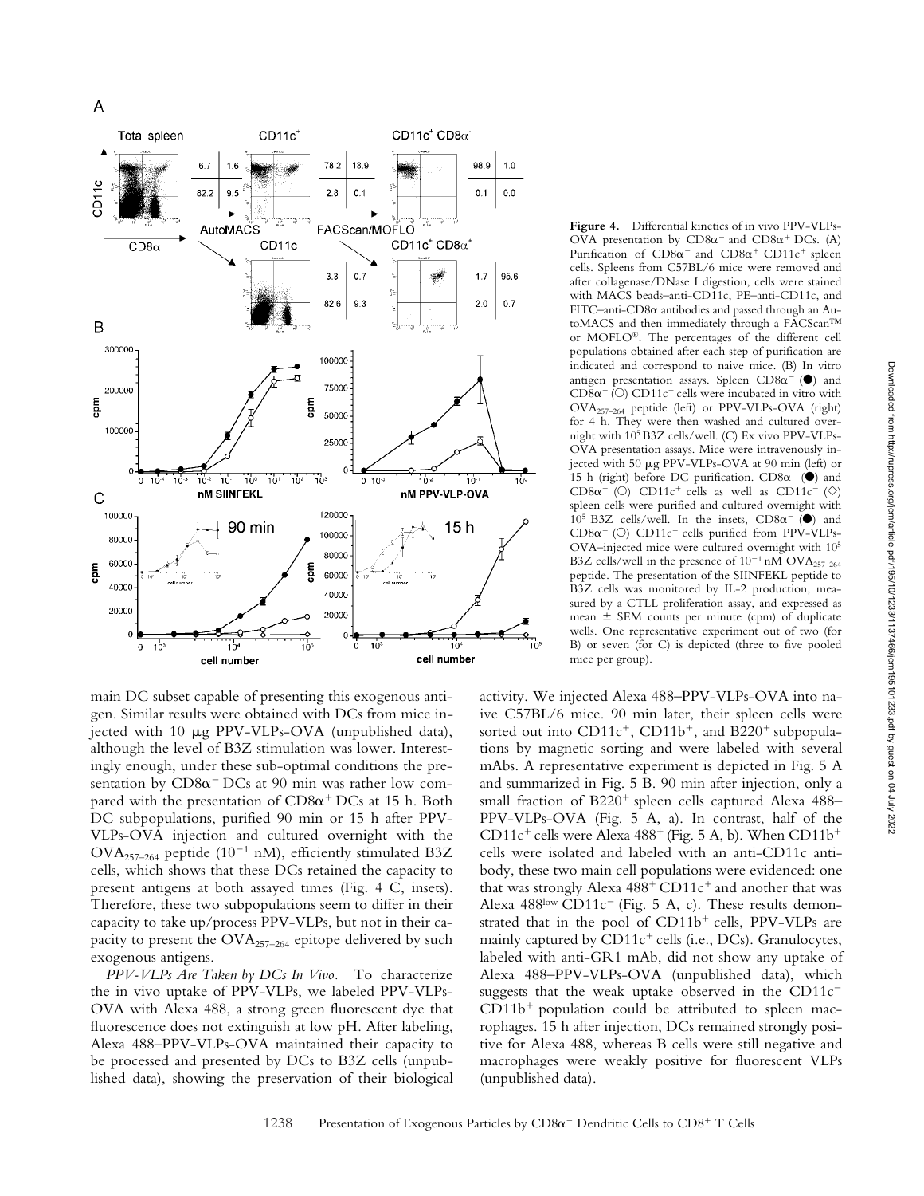**Figure 4.** Differential kinetics of in vivo PPV-VLPs-OVA presentation by $CD8\alpha^-$ and $CD8\alpha^+$ DCs. (A) Purification of $CD8\alpha^-$ and $CD8\alpha^+$ $CD11c^+$ spleen cells. Spleens from C57BL/6 mice were removed and after collagenase/DNase I digestion, cells were stained with MACS beads–anti-CD11c, PE–anti-CD11c, and FITC–anti-CD8α antibodies and passed through an AutoMACS and then immediately through a FACScan™ or MOFLO®. The percentages of the different cell populations obtained after each step of purification are indicated and correspond to naive mice. (B) In vitro antigen presentation assays. Spleen $CD8\alpha^-$ (●) and $CD8\alpha^+$ (○) $CD11c^+$ cells were incubated in vitro with $OVA_{257-264}$ peptide (left) or PPV-VLPs-OVA (right) for 4 h. They were then washed and cultured overnight with $10^5$ B3Z cells/well. (C) Ex vivo PPV-VLPs-OVA presentation assays. Mice were intravenously injected with 50 μg PPV-VLPs-OVA at 90 min (left) or 15 h (right) before DC purification. $CD8\alpha^-$ (●) and $CD8\alpha^+$ (○) $CD11c^+$ cells as well as $CD11c^-$ (◇) spleen cells were purified and cultured overnight with $10^5$ B3Z cells/well. In the insets, $CD8\alpha^-$ (●) and $CD8\alpha^+$ (○) $CD11c^+$ cells purified from PPV-VLPs-OVA–injected mice were cultured overnight with $10^5$ B3Z cells/well in the presence of $10^{-1}$ nM $OVA_{257-264}$ peptide. The presentation of the SIINFEKL peptide to B3Z cells was monitored by IL-2 production, measured by a CTLL proliferation assay, and expressed as mean ± SEM counts per minute (cpm) of duplicate wells. One representative experiment out of two (for B) or seven (for C) is depicted (three to five pooled mice per group).

main DC subset capable of presenting this exogenous antigen. Similar results were obtained with DCs from mice injected with 10 μg PPV-VLPs-OVA (unpublished data), although the level of B3Z stimulation was lower. Interestingly enough, under these sub-optimal conditions the presentation by $CD8\alpha^-$ DCs at 90 min was rather low compared with the presentation of $CD8\alpha^+$ DCs at 15 h. Both DC subpopulations, purified 90 min or 15 h after PPV-VLPs-OVA injection and cultured overnight with the $OVA_{257-264}$ peptide ($10^{-1}$ nM), efficiently stimulated B3Z cells, which shows that these DCs retained the capacity to present antigens at both assayed times (Fig. 4 C, insets). Therefore, these two subpopulations seem to differ in their capacity to take up/process PPV-VLPs, but not in their capacity to present the $OVA_{257-264}$ epitope delivered by such exogenous antigens.

*PPV-VLPs Are Taken by DCs In Vivo.* To characterize the in vivo uptake of PPV-VLPs, we labeled PPV-VLPs-OVA with Alexa 488, a strong green fluorescent dye that fluorescence does not extinguish at low pH. After labeling, Alexa 488–PPV-VLPs-OVA maintained their capacity to be processed and presented by DCs to B3Z cells (unpublished data), showing the preservation of their biological activity. We injected Alexa 488–PPV-VLPs-OVA into naive C57BL/6 mice. 90 min later, their spleen cells were sorted out into $CD11c^+$, $CD11b^+$, and $B220^+$ subpopulations by magnetic sorting and were labeled with several mAbs. A representative experiment is depicted in Fig. 5 A and summarized in Fig. 5 B. 90 min after injection, only a small fraction of $B220^+$ spleen cells captured Alexa 488–PPV-VLPs-OVA (Fig. 5 A, a). In contrast, half of the $CD11c^+$ cells were Alexa $488^+$ (Fig. 5 A, b). When $CD11b^+$ cells were isolated and labeled with an anti-CD11c antibody, these two main cell populations were evidenced: one that was strongly Alexa $488^+$ $CD11c^+$ and another that was Alexa $488^{low}$ $CD11c^-$ (Fig. 5 A, c). These results demonstrated that in the pool of $CD11b^+$ cells, PPV-VLPs are mainly captured by $CD11c^+$ cells (i.e., DCs). Granulocytes, labeled with anti-GR1 mAb, did not show any uptake of Alexa 488–PPV-VLPs-OVA (unpublished data), which suggests that the weak uptake observed in the $CD11c^-$ $CD11b^+$ population could be attributed to spleen macrophages. 15 h after injection, DCs remained strongly positive for Alexa 488, whereas B cells were still negative and macrophages were weakly positive for fluorescent VLPs (unpublished data).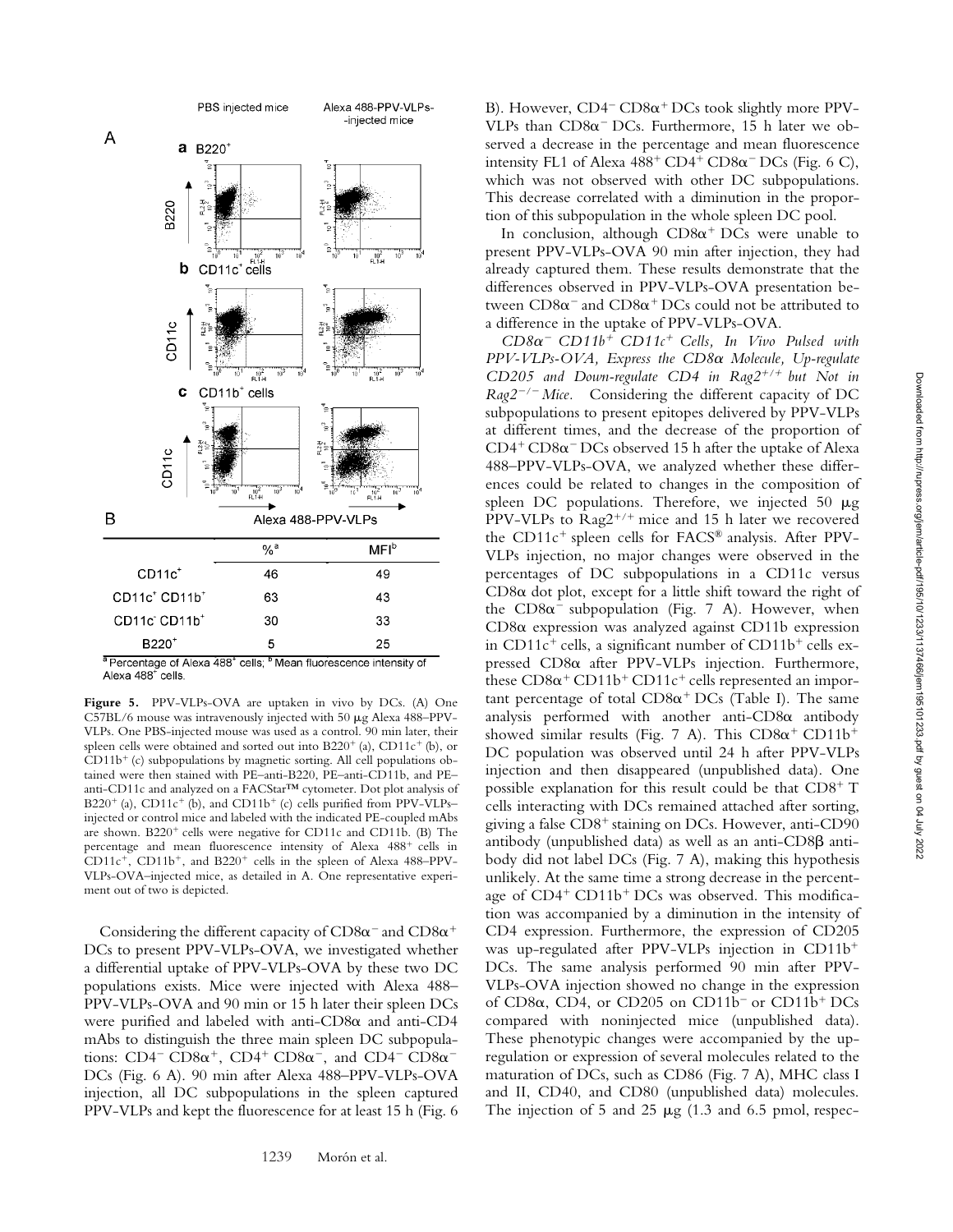| | %[a] | MFI[b] |
|---|---|---|
| CD11c+ | 46 | 49 |
| CD11c+ CD11b+ | 63 | 43 |
| CD11c- CD11b+ | 30 | 33 |
| B220+ | 5 | 25 |

[a]Percentage of Alexa 488+ cells; [b] Mean fluorescence intensity of Alexa 488+ cells.

**Figure 5.** PPV-VLPs-OVA are uptaken in vivo by DCs. (A) One C57BL/6 mouse was intravenously injected with 50 μg Alexa 488–PPV-VLPs. One PBS-injected mouse was used as a control. 90 min later, their spleen cells were obtained and sorted out into B220+ (a), CD11c+ (b), or CD11b+ (c) subpopulations by magnetic sorting. All cell populations obtained were then stained with PE–anti-B220, PE–anti-CD11b, and PE–anti-CD11c and analyzed on a FACStar™ cytometer. Dot plot analysis of B220+ (a), CD11c+ (b), and CD11b+ (c) cells purified from PPV-VLPs–injected or control mice and labeled with the indicated PE-coupled mAbs are shown. B220+ cells were negative for CD11c and CD11b. (B) The percentage and mean fluorescence intensity of Alexa 488+ cells in CD11c+, CD11b+, and B220+ cells in the spleen of Alexa 488–PPV-VLPs-OVA–injected mice, as detailed in A. One representative experiment out of two is depicted.

Considering the different capacity of CD8α− and CD8α+ DCs to present PPV-VLPs-OVA, we investigated whether a differential uptake of PPV-VLPs-OVA by these two DC populations exists. Mice were injected with Alexa 488–PPV-VLPs-OVA and 90 min or 15 h later their spleen DCs were purified and labeled with anti-CD8α and anti-CD4 mAbs to distinguish the three main spleen DC subpopulations: CD4− CD8α+, CD4+ CD8α−, and CD4− CD8α− DCs (Fig. 6 A). 90 min after Alexa 488–PPV-VLPs-OVA injection, all DC subpopulations in the spleen captured PPV-VLPs and kept the fluorescence for at least 15 h (Fig. 6 B). However, CD4− CD8α+ DCs took slightly more PPV-VLPs than CD8α− DCs. Furthermore, 15 h later we observed a decrease in the percentage and mean fluorescence intensity FL1 of Alexa 488+ CD4+ CD8α− DCs (Fig. 6 C), which was not observed with other DC subpopulations. This decrease correlated with a diminution in the proportion of this subpopulation in the whole spleen DC pool.

In conclusion, although CD8α+ DCs were unable to present PPV-VLPs-OVA 90 min after injection, they had already captured them. These results demonstrate that the differences observed in PPV-VLPs-OVA presentation between CD8α− and CD8α+ DCs could not be attributed to a difference in the uptake of PPV-VLPs-OVA.

*CD8α− CD11b+ CD11c+ Cells, In Vivo Pulsed with PPV-VLPs-OVA, Express the CD8α Molecule, Up-regulate CD205 and Down-regulate CD4 in Rag2+/+ but Not in Rag2−/− Mice.* Considering the different capacity of DC subpopulations to present epitopes delivered by PPV-VLPs at different times, and the decrease of the proportion of CD4+ CD8α− DCs observed 15 h after the uptake of Alexa 488–PPV-VLPs-OVA, we analyzed whether these differences could be related to changes in the composition of spleen DC populations. Therefore, we injected 50 μg PPV-VLPs to Rag2+/+ mice and 15 h later we recovered the CD11c+ spleen cells for FACS® analysis. After PPV-VLPs injection, no major changes were observed in the percentages of DC subpopulations in a CD11c versus CD8α dot plot, except for a little shift toward the right of the CD8α− subpopulation (Fig. 7 A). However, when CD8α expression was analyzed against CD11b expression in CD11c+ cells, a significant number of CD11b+ cells expressed CD8α after PPV-VLPs injection. Furthermore, these CD8α+ CD11b+ CD11c+ cells represented an important percentage of total CD8α+ DCs (Table I). The same analysis performed with another anti-CD8α antibody showed similar results (Fig. 7 A). This CD8α+ CD11b+ DC population was observed until 24 h after PPV-VLPs injection and then disappeared (unpublished data). One possible explanation for this result could be that CD8+ T cells interacting with DCs remained attached after sorting, giving a false CD8+ staining on DCs. However, anti-CD90 antibody (unpublished data) as well as an anti-CD8β antibody did not label DCs (Fig. 7 A), making this hypothesis unlikely. At the same time a strong decrease in the percentage of CD4+ CD11b+ DCs was observed. This modification was accompanied by a diminution in the intensity of CD4 expression. Furthermore, the expression of CD205 was up-regulated after PPV-VLPs injection in CD11b+ DCs. The same analysis performed 90 min after PPV-VLPs-OVA injection showed no change in the expression of CD8α, CD4, or CD205 on CD11b− or CD11b+ DCs compared with noninjected mice (unpublished data). These phenotypic changes were accompanied by the up-regulation or expression of several molecules related to the maturation of DCs, such as CD86 (Fig. 7 A), MHC class I and II, CD40, and CD80 (unpublished data) molecules. The injection of 5 and 25 μg (1.3 and 6.5 pmol, respec-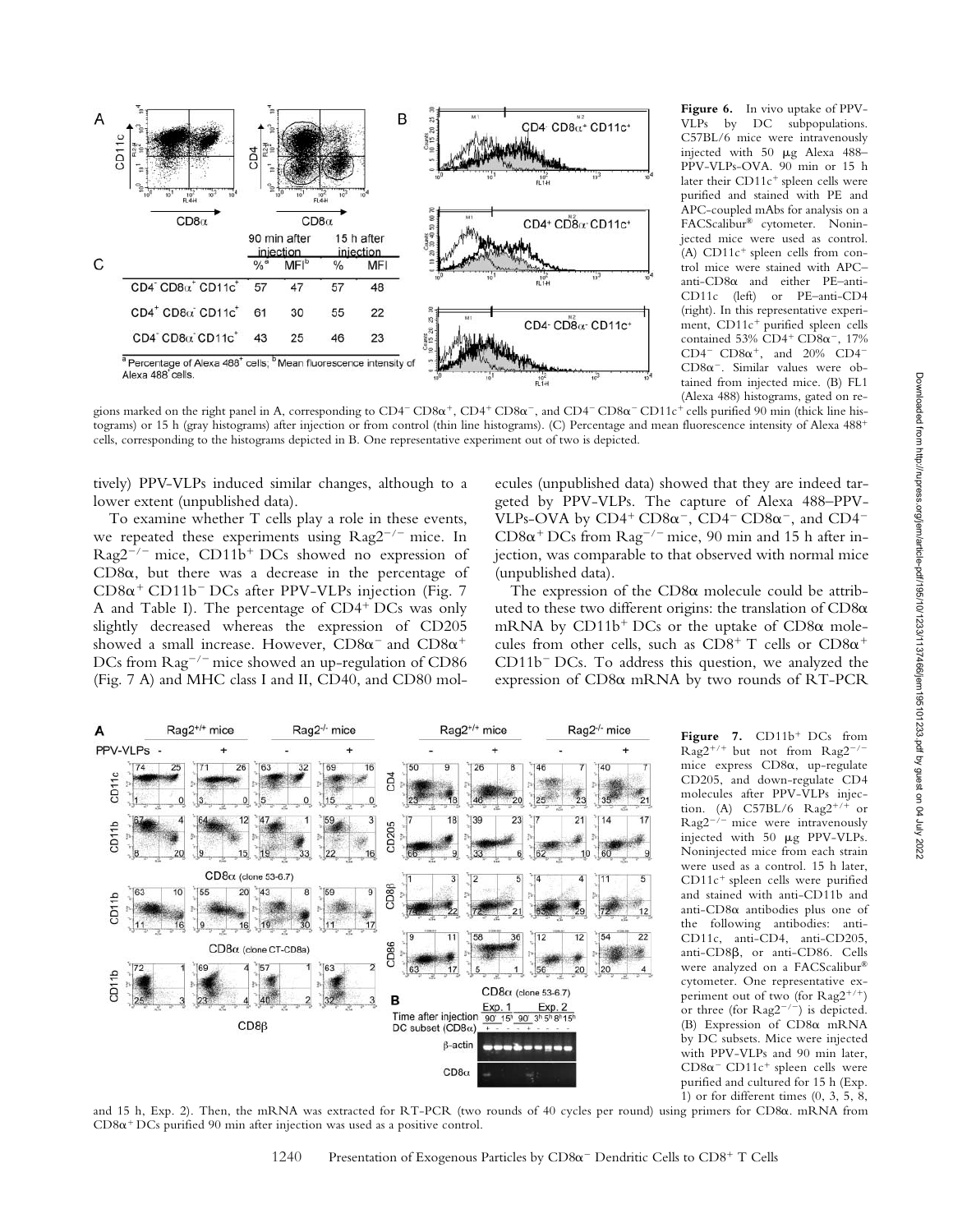| | 90 min after injection | | 15 h after injection | |
|---|---|---|---|---|
| | %[a] | MFI[b] | % | MFI |
| CD4− CD8α+ CD11c+ | 57 | 47 | 57 | 48 |
| CD4+ CD8α− CD11c+ | 61 | 30 | 55 | 22 |
| CD4− CD8α− CD11c+ | 43 | 25 | 46 | 23 |

[a] Percentage of Alexa 488+ cells, [b] Mean fluorescence intensity of Alexa 488+ cells.

**Figure 6.** In vivo uptake of PPV-VLPs by DC subpopulations. C57BL/6 mice were intravenously injected with 50 μg Alexa 488–PPV-VLPs-OVA. 90 min or 15 h later their CD11c+ spleen cells were purified and stained with PE and APC-coupled mAbs for analysis on a FACScalibur® cytometer. Noninjected mice were used as control. (A) CD11c+ spleen cells from control mice were stained with APC–anti-CD8α and either PE–anti-CD11c (left) or PE–anti-CD4 (right). In this representative experiment, CD11c+ purified spleen cells contained 53% CD4+ CD8α−, 17% CD4− CD8α+, and 20% CD4− CD8α−. Similar values were obtained from injected mice. (B) FL1 (Alexa 488) histograms, gated on regions marked on the right panel in A, corresponding to CD4− CD8α+, CD4+ CD8α−, and CD4− CD8α− CD11c+ cells purified 90 min (thick line histograms) or 15 h (gray histograms) after injection or from control (thin line histograms). (C) Percentage and mean fluorescence intensity of Alexa 488+ cells, corresponding to the histograms depicted in B. One representative experiment out of two is depicted.

tively) PPV-VLPs induced similar changes, although to a lower extent (unpublished data).

To examine whether T cells play a role in these events, we repeated these experiments using Rag2−/− mice. In Rag2−/− mice, CD11b+ DCs showed no expression of CD8α, but there was a decrease in the percentage of CD8α+ CD11b− DCs after PPV-VLPs injection (Fig. 7 A and Table I). The percentage of CD4+ DCs was only slightly decreased whereas the expression of CD205 showed a small increase. However, CD8α− and CD8α+ DCs from Rag−/− mice showed an up-regulation of CD86 (Fig. 7 A) and MHC class I and II, CD40, and CD80 molecules (unpublished data) showed that they are indeed targeted by PPV-VLPs. The capture of Alexa 488–PPV-VLPs-OVA by CD4+ CD8α−, CD4− CD8α−, and CD4− CD8α+ DCs from Rag−/− mice, 90 min and 15 h after injection, was comparable to that observed with normal mice (unpublished data).

The expression of the CD8α molecule could be attributed to these two different origins: the translation of CD8α mRNA by CD11b+ DCs or the uptake of CD8α molecules from other cells, such as CD8+ T cells or CD8α+ CD11b− DCs. To address this question, we analyzed the expression of CD8α mRNA by two rounds of RT-PCR

**Figure 7.** CD11b+ DCs from Rag2+/+ but not from Rag2−/− mice express CD8α, up-regulate CD205, and down-regulate CD4 molecules after PPV-VLPs injection. (A) C57BL/6 Rag2+/+ or Rag2−/− mice were intravenously injected with 50 μg PPV-VLPs. Noninjected mice from each strain were used as a control. 15 h later, CD11c+ spleen cells were purified and stained with anti-CD11b and anti-CD8α antibodies plus one of the following antibodies: anti-CD11c, anti-CD4, anti-CD205, anti-CD8β, or anti-CD86. Cells were analyzed on a FACScalibur® cytometer. One representative experiment out of two (for Rag2+/+) or three (for Rag2−/−) is depicted. (B) Expression of CD8α mRNA by DC subsets. Mice were injected with PPV-VLPs and 90 min later, CD8α− CD11c+ spleen cells were purified and cultured for 15 h (Exp. 1) or for different times (0, 3, 5, 8, and 15 h, Exp. 2). Then, the mRNA was extracted for RT-PCR (two rounds of 40 cycles per round) using primers for CD8α. mRNA from CD8α+ DCs purified 90 min after injection was used as a positive control.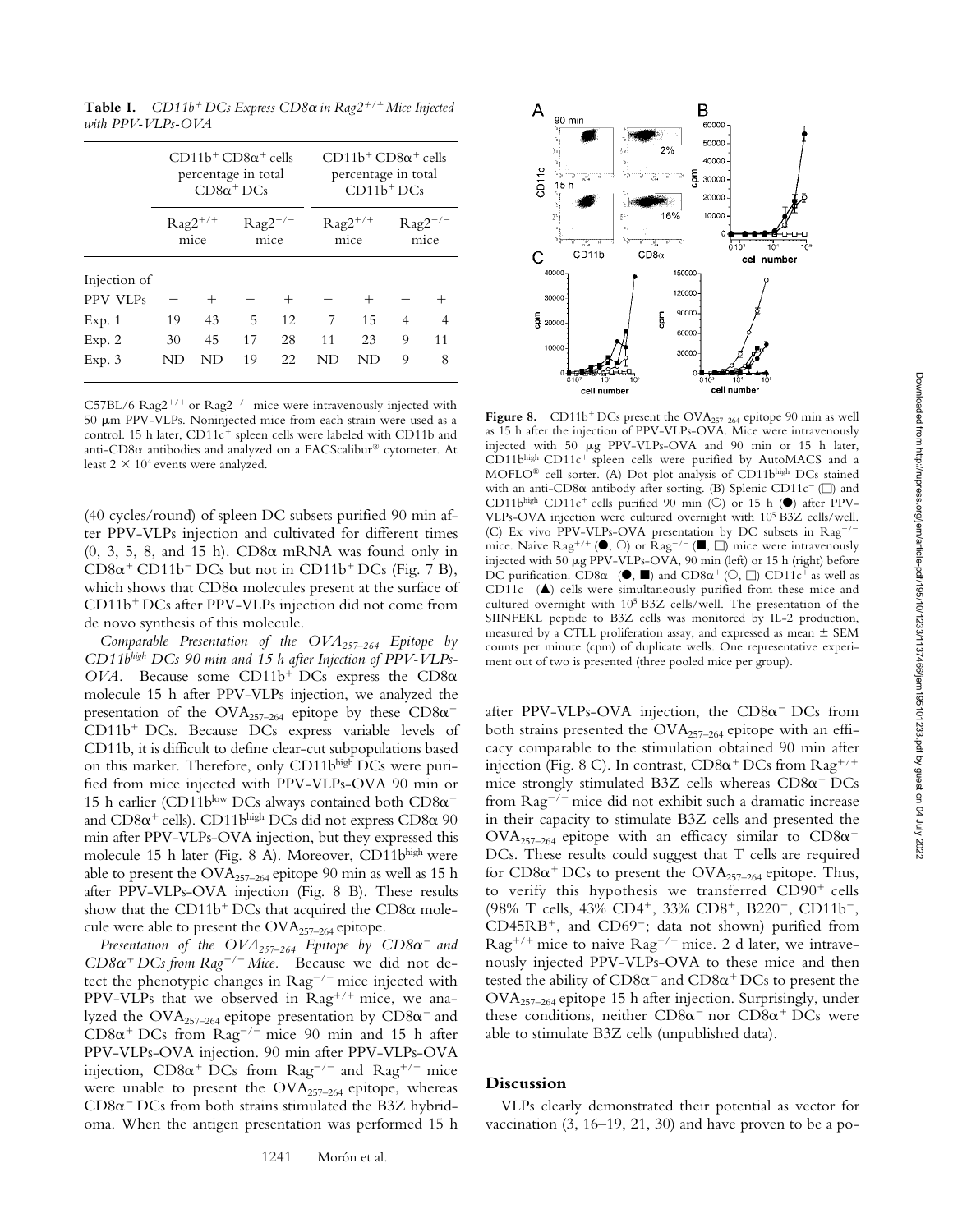**Table I.** *CD11b$^+$ DCs Express CD8α in Rag2$^{+/+}$ Mice Injected with PPV-VLPs-OVA*

| | CD11b$^+$ CD8α$^+$ cells percentage in total CD8α$^+$ DCs | | | | CD11b$^+$ CD8α$^+$ cells percentage in total CD11b$^+$ DCs | | | |
|---|---|---|---|---|---|---|---|---|
| | Rag2$^{+/+}$ mice | | Rag2$^{-/-}$ mice | | Rag2$^{+/+}$ mice | | Rag2$^{-/-}$ mice | |
| Injection of PPV-VLPs | − | + | − | + | − | + | − | + |
| Exp. 1 | 19 | 43 | 5 | 12 | 7 | 15 | 4 | 4 |
| Exp. 2 | 30 | 45 | 17 | 28 | 11 | 23 | 9 | 11 |
| Exp. 3 | ND | ND | 19 | 22 | ND | ND | 9 | 8 |

C57BL/6 Rag2$^{+/+}$ or Rag2$^{-/-}$ mice were intravenously injected with 50 μm PPV-VLPs. Noninjected mice from each strain were used as a control. 15 h later, CD11c$^+$ spleen cells were labeled with CD11b and anti-CD8α antibodies and analyzed on a FACScalibur® cytometer. At least $2 \times 10^4$ events were analyzed.

(40 cycles/round) of spleen DC subsets purified 90 min after PPV-VLPs injection and cultivated for different times (0, 3, 5, 8, and 15 h). CD8α mRNA was found only in CD8α$^+$ CD11b$^-$ DCs but not in CD11b$^+$ DCs (Fig. 7 B), which shows that CD8α molecules present at the surface of CD11b$^+$ DCs after PPV-VLPs injection did not come from de novo synthesis of this molecule.

*Comparable Presentation of the OVA$_{257–264}$ Epitope by CD11b$^{high}$ DCs 90 min and 15 h after Injection of PPV-VLPs-OVA.* Because some CD11b$^+$ DCs express the CD8α molecule 15 h after PPV-VLPs injection, we analyzed the presentation of the OVA$_{257–264}$ epitope by these CD8α$^+$ CD11b$^+$ DCs. Because DCs express variable levels of CD11b, it is difficult to define clear-cut subpopulations based on this marker. Therefore, only CD11b$^{high}$ DCs were purified from mice injected with PPV-VLPs-OVA 90 min or 15 h earlier (CD11b$^{low}$ DCs always contained both CD8α$^-$ and CD8α$^+$ cells). CD11b$^{high}$ DCs did not express CD8α 90 min after PPV-VLPs-OVA injection, but they expressed this molecule 15 h later (Fig. 8 A). Moreover, CD11b$^{high}$ were able to present the OVA$_{257–264}$ epitope 90 min as well as 15 h after PPV-VLPs-OVA injection (Fig. 8 B). These results show that the CD11b$^+$ DCs that acquired the CD8α molecule were able to present the OVA$_{257–264}$ epitope.

*Presentation of the OVA$_{257–264}$ Epitope by CD8α$^-$ and CD8α$^+$ DCs from Rag$^{-/-}$ Mice.* Because we did not detect the phenotypic changes in Rag$^{-/-}$ mice injected with PPV-VLPs that we observed in Rag$^{+/+}$ mice, we analyzed the OVA$_{257–264}$ epitope presentation by CD8α$^-$ and CD8α$^+$ DCs from Rag$^{-/-}$ mice 90 min and 15 h after PPV-VLPs-OVA injection. 90 min after PPV-VLPs-OVA injection, CD8α$^+$ DCs from Rag$^{-/-}$ and Rag$^{+/+}$ mice were unable to present the OVA$_{257–264}$ epitope, whereas CD8α$^-$ DCs from both strains stimulated the B3Z hybridoma. When the antigen presentation was performed 15 h after PPV-VLPs-OVA injection, the CD8α$^-$ DCs from both strains presented the OVA$_{257–264}$ epitope with an efficacy comparable to the stimulation obtained 90 min after injection (Fig. 8 C). In contrast, CD8α$^+$ DCs from Rag$^{+/+}$ mice strongly stimulated B3Z cells whereas CD8α$^+$ DCs from Rag$^{-/-}$ mice did not exhibit such a dramatic increase in their capacity to stimulate B3Z cells and presented the OVA$_{257–264}$ epitope with an efficacy similar to CD8α$^-$ DCs. These results could suggest that T cells are required for CD8α$^+$ DCs to present the OVA$_{257–264}$ epitope. Thus, to verify this hypothesis we transferred CD90$^+$ cells (98% T cells, 43% CD4$^+$, 33% CD8$^+$, B220$^-$, CD11b$^-$, CD45RB$^+$, and CD69$^-$; data not shown) purified from Rag$^{+/+}$ mice to naive Rag$^{-/-}$ mice. 2 d later, we intravenously injected PPV-VLPs-OVA to these mice and then tested the ability of CD8α$^-$ and CD8α$^+$ DCs to present the OVA$_{257–264}$ epitope 15 h after injection. Surprisingly, under these conditions, neither CD8α$^-$ nor CD8α$^+$ DCs were able to stimulate B3Z cells (unpublished data).

**Figure 8.** CD11b$^+$ DCs present the OVA$_{257–264}$ epitope 90 min as well as 15 h after the injection of PPV-VLPs-OVA. Mice were intravenously injected with 50 μg PPV-VLPs-OVA and 90 min or 15 h later, CD11b$^{high}$ CD11c$^+$ spleen cells were purified by AutoMACS and a MOFLO® cell sorter. (A) Dot plot analysis of CD11b$^{high}$ DCs stained with an anti-CD8α antibody after sorting. (B) Splenic CD11c$^-$ (□) and CD11b$^{high}$ CD11c$^+$ cells purified 90 min (○) or 15 h (●) after PPV-VLPs-OVA injection were cultured overnight with $10^5$ B3Z cells/well. (C) Ex vivo PPV-VLPs-OVA presentation by DC subsets in Rag$^{-/-}$ mice. Naive Rag$^{+/+}$ (●, ○) or Rag$^{-/-}$ (■, □) mice were intravenously injected with 50 μg PPV-VLPs-OVA, 90 min (left) or 15 h (right) before DC purification. CD8α$^-$ (●, ■) and CD8α$^+$ (○, □) CD11c$^+$ as well as CD11c$^-$ (▲) cells were simultaneously purified from these mice and cultured overnight with $10^5$ B3Z cells/well. The presentation of the SIINFEKL peptide to B3Z cells was monitored by IL-2 production, measured by a CTLL proliferation assay, and expressed as mean ± SEM counts per minute (cpm) of duplicate wells. One representative experiment out of two is presented (three pooled mice per group).

## Discussion

VLPs clearly demonstrated their potential as vector for vaccination (3, 16–19, 21, 30) and have proven to be a po-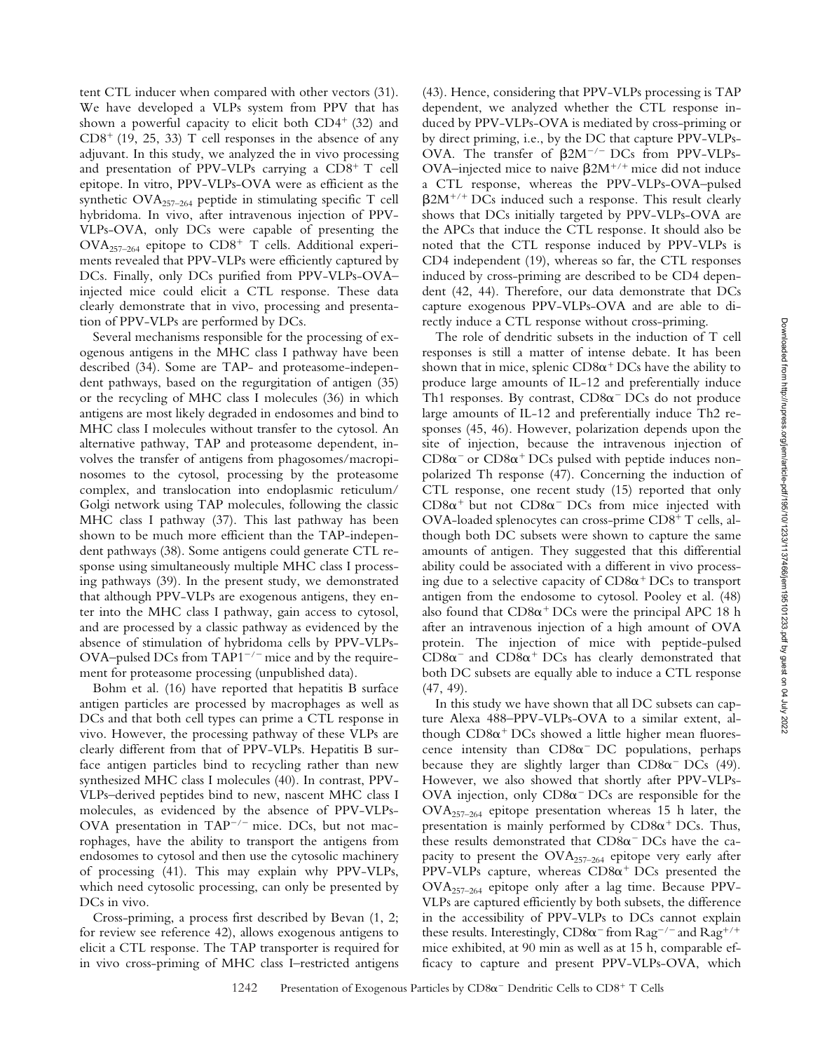tent CTL inducer when compared with other vectors (31). We have developed a VLPs system from PPV that has shown a powerful capacity to elicit both $CD4^+$ (32) and $CD8^+$ (19, 25, 33) T cell responses in the absence of any adjuvant. In this study, we analyzed the in vivo processing and presentation of PPV-VLPs carrying a $CD8^+$ T cell epitope. In vitro, PPV-VLPs-OVA were as efficient as the synthetic $OVA_{257-264}$ peptide in stimulating specific T cell hybridoma. In vivo, after intravenous injection of PPV-VLPs-OVA, only DCs were capable of presenting the $OVA_{257-264}$ epitope to $CD8^+$ T cells. Additional experiments revealed that PPV-VLPs were efficiently captured by DCs. Finally, only DCs purified from PPV-VLPs-OVA–injected mice could elicit a CTL response. These data clearly demonstrate that in vivo, processing and presentation of PPV-VLPs are performed by DCs.

Several mechanisms responsible for the processing of exogenous antigens in the MHC class I pathway have been described (34). Some are TAP- and proteasome-independent pathways, based on the regurgitation of antigen (35) or the recycling of MHC class I molecules (36) in which antigens are most likely degraded in endosomes and bind to MHC class I molecules without transfer to the cytosol. An alternative pathway, TAP and proteasome dependent, involves the transfer of antigens from phagosomes/macropinosomes to the cytosol, processing by the proteasome complex, and translocation into endoplasmic reticulum/Golgi network using TAP molecules, following the classic MHC class I pathway (37). This last pathway has been shown to be much more efficient than the TAP-independent pathways (38). Some antigens could generate CTL response using simultaneously multiple MHC class I processing pathways (39). In the present study, we demonstrated that although PPV-VLPs are exogenous antigens, they enter into the MHC class I pathway, gain access to cytosol, and are processed by a classic pathway as evidenced by the absence of stimulation of hybridoma cells by PPV-VLPs-OVA–pulsed DCs from $TAP1^{-/-}$ mice and by the requirement for proteasome processing (unpublished data).

Bohm et al. (16) have reported that hepatitis B surface antigen particles are processed by macrophages as well as DCs and that both cell types can prime a CTL response in vivo. However, the processing pathway of these VLPs are clearly different from that of PPV-VLPs. Hepatitis B surface antigen particles bind to recycling rather than new synthesized MHC class I molecules (40). In contrast, PPV-VLPs–derived peptides bind to new, nascent MHC class I molecules, as evidenced by the absence of PPV-VLPs-OVA presentation in $TAP^{-/-}$ mice. DCs, but not macrophages, have the ability to transport the antigens from endosomes to cytosol and then use the cytosolic machinery of processing (41). This may explain why PPV-VLPs, which need cytosolic processing, can only be presented by DCs in vivo.

Cross-priming, a process first described by Bevan (1, 2; for review see reference 42), allows exogenous antigens to elicit a CTL response. The TAP transporter is required for in vivo cross-priming of MHC class I–restricted antigens (43). Hence, considering that PPV-VLPs processing is TAP dependent, we analyzed whether the CTL response induced by PPV-VLPs-OVA is mediated by cross-priming or by direct priming, i.e., by the DC that capture PPV-VLPs-OVA. The transfer of $\beta2M^{-/-}$ DCs from PPV-VLPs-OVA–injected mice to naive $\beta2M^{+/+}$ mice did not induce a CTL response, whereas the PPV-VLPs-OVA–pulsed $\beta2M^{+/+}$ DCs induced such a response. This result clearly shows that DCs initially targeted by PPV-VLPs-OVA are the APCs that induce the CTL response. It should also be noted that the CTL response induced by PPV-VLPs is CD4 independent (19), whereas so far, the CTL responses induced by cross-priming are described to be CD4 dependent (42, 44). Therefore, our data demonstrate that DCs capture exogenous PPV-VLPs-OVA and are able to directly induce a CTL response without cross-priming.

The role of dendritic subsets in the induction of T cell responses is still a matter of intense debate. It has been shown that in mice, splenic $CD8\alpha^+$ DCs have the ability to produce large amounts of IL-12 and preferentially induce Th1 responses. By contrast, $CD8\alpha^-$ DCs do not produce large amounts of IL-12 and preferentially induce Th2 responses (45, 46). However, polarization depends upon the site of injection, because the intravenous injection of $CD8\alpha^-$ or $CD8\alpha^+$ DCs pulsed with peptide induces nonpolarized Th response (47). Concerning the induction of CTL response, one recent study (15) reported that only $CD8\alpha^+$ but not $CD8\alpha^-$ DCs from mice injected with OVA-loaded splenocytes can cross-prime $CD8^+$ T cells, although both DC subsets were shown to capture the same amounts of antigen. They suggested that this differential ability could be associated with a different in vivo processing due to a selective capacity of $CD8\alpha^+$ DCs to transport antigen from the endosome to cytosol. Pooley et al. (48) also found that $CD8\alpha^+$ DCs were the principal APC 18 h after an intravenous injection of a high amount of OVA protein. The injection of mice with peptide-pulsed $CD8\alpha^-$ and $CD8\alpha^+$ DCs has clearly demonstrated that both DC subsets are equally able to induce a CTL response (47, 49).

In this study we have shown that all DC subsets can capture Alexa 488–PPV-VLPs-OVA to a similar extent, although $CD8\alpha^+$ DCs showed a little higher mean fluorescence intensity than $CD8\alpha^-$ DC populations, perhaps because they are slightly larger than $CD8\alpha^-$ DCs (49). However, we also showed that shortly after PPV-VLPs-OVA injection, only $CD8\alpha^-$ DCs are responsible for the $OVA_{257-264}$ epitope presentation whereas 15 h later, the presentation is mainly performed by $CD8\alpha^+$ DCs. Thus, these results demonstrated that $CD8\alpha^-$ DCs have the capacity to present the $OVA_{257-264}$ epitope very early after PPV-VLPs capture, whereas $CD8\alpha^+$ DCs presented the $OVA_{257-264}$ epitope only after a lag time. Because PPV-VLPs are captured efficiently by both subsets, the difference in the accessibility of PPV-VLPs to DCs cannot explain these results. Interestingly, $CD8\alpha^-$ from $Rag^{-/-}$ and $Rag^{+/+}$ mice exhibited, at 90 min as well as at 15 h, comparable efficacy to capture and present PPV-VLPs-OVA, which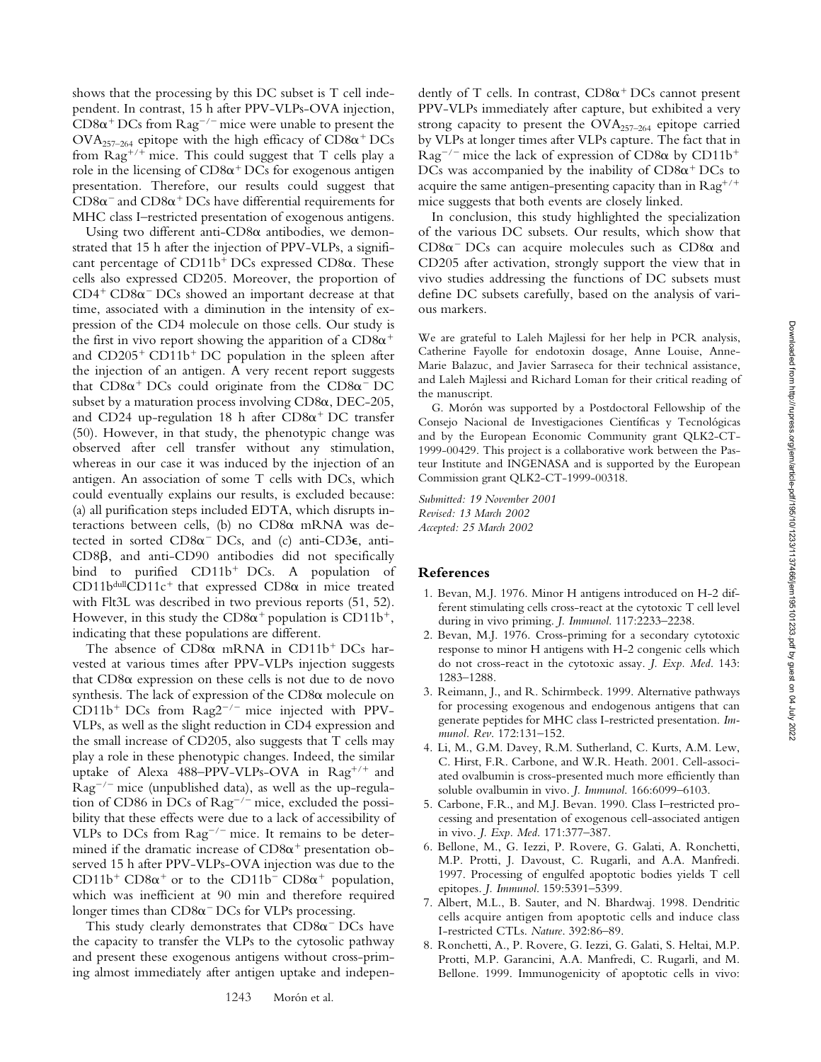shows that the processing by this DC subset is T cell independent. In contrast, 15 h after PPV-VLPs-OVA injection, $CD8\alpha^+$ DCs from $Rag^{-/-}$ mice were unable to present the $OVA_{257-264}$ epitope with the high efficacy of $CD8\alpha^+$ DCs from $Rag^{+/+}$ mice. This could suggest that T cells play a role in the licensing of $CD8\alpha^+$ DCs for exogenous antigen presentation. Therefore, our results could suggest that $CD8\alpha^-$ and $CD8\alpha^+$ DCs have differential requirements for MHC class I–restricted presentation of exogenous antigens.

Using two different anti-CD8α antibodies, we demonstrated that 15 h after the injection of PPV-VLPs, a significant percentage of $CD11b^+$ DCs expressed CD8α. These cells also expressed CD205. Moreover, the proportion of $CD4^+$ $CD8\alpha^-$ DCs showed an important decrease at that time, associated with a diminution in the intensity of expression of the CD4 molecule on those cells. Our study is the first in vivo report showing the apparition of a $CD8\alpha^+$ and $CD205^+$ $CD11b^+$ DC population in the spleen after the injection of an antigen. A very recent report suggests that $CD8\alpha^+$ DCs could originate from the $CD8\alpha^-$ DC subset by a maturation process involving CD8α, DEC-205, and CD24 up-regulation 18 h after $CD8\alpha^+$ DC transfer (50). However, in that study, the phenotypic change was observed after cell transfer without any stimulation, whereas in our case it was induced by the injection of an antigen. An association of some T cells with DCs, which could eventually explains our results, is excluded because: (a) all purification steps included EDTA, which disrupts interactions between cells, (b) no CD8α mRNA was detected in sorted $CD8\alpha^-$ DCs, and (c) anti-CD3ε, anti-CD8β, and anti-CD90 antibodies did not specifically bind to purified $CD11b^+$ DCs. A population of $CD11b^{dull}CD11c^+$ that expressed CD8α in mice treated with Flt3L was described in two previous reports (51, 52). However, in this study the $CD8\alpha^+$ population is $CD11b^+$, indicating that these populations are different.

The absence of CD8α mRNA in $CD11b^+$ DCs harvested at various times after PPV-VLPs injection suggests that CD8α expression on these cells is not due to de novo synthesis. The lack of expression of the CD8α molecule on $CD11b^+$ DCs from $Rag2^{-/-}$ mice injected with PPV-VLPs, as well as the slight reduction in CD4 expression and the small increase of CD205, also suggests that T cells may play a role in these phenotypic changes. Indeed, the similar uptake of Alexa 488–PPV-VLPs-OVA in $Rag^{+/+}$ and $Rag^{-/-}$ mice (unpublished data), as well as the up-regulation of CD86 in DCs of $Rag^{-/-}$ mice, excluded the possibility that these effects were due to a lack of accessibility of VLPs to DCs from $Rag^{-/-}$ mice. It remains to be determined if the dramatic increase of $CD8\alpha^+$ presentation observed 15 h after PPV-VLPs-OVA injection was due to the $CD11b^+$ $CD8\alpha^+$ or to the $CD11b^-$ $CD8\alpha^+$ population, which was inefficient at 90 min and therefore required longer times than $CD8\alpha^-$ DCs for VLPs processing.

This study clearly demonstrates that $CD8\alpha^-$ DCs have the capacity to transfer the VLPs to the cytosolic pathway and present these exogenous antigens without cross-priming almost immediately after antigen uptake and independently of T cells. In contrast, $CD8\alpha^+$ DCs cannot present PPV-VLPs immediately after capture, but exhibited a very strong capacity to present the $OVA_{257-264}$ epitope carried by VLPs at longer times after VLPs capture. The fact that in $Rag^{-/-}$ mice the lack of expression of CD8α by $CD11b^+$ DCs was accompanied by the inability of $CD8\alpha^+$ DCs to acquire the same antigen-presenting capacity than in $Rag^{+/+}$ mice suggests that both events are closely linked.

In conclusion, this study highlighted the specialization of the various DC subsets. Our results, which show that $CD8\alpha^-$ DCs can acquire molecules such as CD8α and CD205 after activation, strongly support the view that in vivo studies addressing the functions of DC subsets must define DC subsets carefully, based on the analysis of various markers.

We are grateful to Laleh Majlessi for her help in PCR analysis, Catherine Fayolle for endotoxin dosage, Anne Louise, Anne-Marie Balazuc, and Javier Sarraseca for their technical assistance, and Laleh Majlessi and Richard Loman for their critical reading of the manuscript.

G. Morón was supported by a Postdoctoral Fellowship of the Consejo Nacional de Investigaciones Científicas y Tecnológicas and by the European Economic Community grant QLK2-CT-1999-00429. This project is a collaborative work between the Pasteur Institute and INGENASA and is supported by the European Commission grant QLK2-CT-1999-00318.

*Submitted: 19 November 2001*
*Revised: 13 March 2002*
*Accepted: 25 March 2002*

## References

1. Bevan, M.J. 1976. Minor H antigens introduced on H-2 different stimulating cells cross-react at the cytotoxic T cell level during in vivo priming. *J. Immunol.* 117:2233–2238.
2. Bevan, M.J. 1976. Cross-priming for a secondary cytotoxic response to minor H antigens with H-2 congenic cells which do not cross-react in the cytotoxic assay. *J. Exp. Med.* 143: 1283–1288.
3. Reimann, J., and R. Schirmbeck. 1999. Alternative pathways for processing exogenous and endogenous antigens that can generate peptides for MHC class I-restricted presentation. *Immunol. Rev.* 172:131–152.
4. Li, M., G.M. Davey, R.M. Sutherland, C. Kurts, A.M. Lew, C. Hirst, F.R. Carbone, and W.R. Heath. 2001. Cell-associated ovalbumin is cross-presented much more efficiently than soluble ovalbumin in vivo. *J. Immunol.* 166:6099–6103.
5. Carbone, F.R., and M.J. Bevan. 1990. Class I–restricted processing and presentation of exogenous cell-associated antigen in vivo. *J. Exp. Med.* 171:377–387.
6. Bellone, M., G. Iezzi, P. Rovere, G. Galati, A. Ronchetti, M.P. Protti, J. Davoust, C. Rugarli, and A.A. Manfredi. 1997. Processing of engulfed apoptotic bodies yields T cell epitopes. *J. Immunol.* 159:5391–5399.
7. Albert, M.L., B. Sauter, and N. Bhardwaj. 1998. Dendritic cells acquire antigen from apoptotic cells and induce class I-restricted CTLs. *Nature.* 392:86–89.
8. Ronchetti, A., P. Rovere, G. Iezzi, G. Galati, S. Heltai, M.P. Protti, M.P. Garancini, A.A. Manfredi, C. Rugarli, and M. Bellone. 1999. Immunogenicity of apoptotic cells in vivo: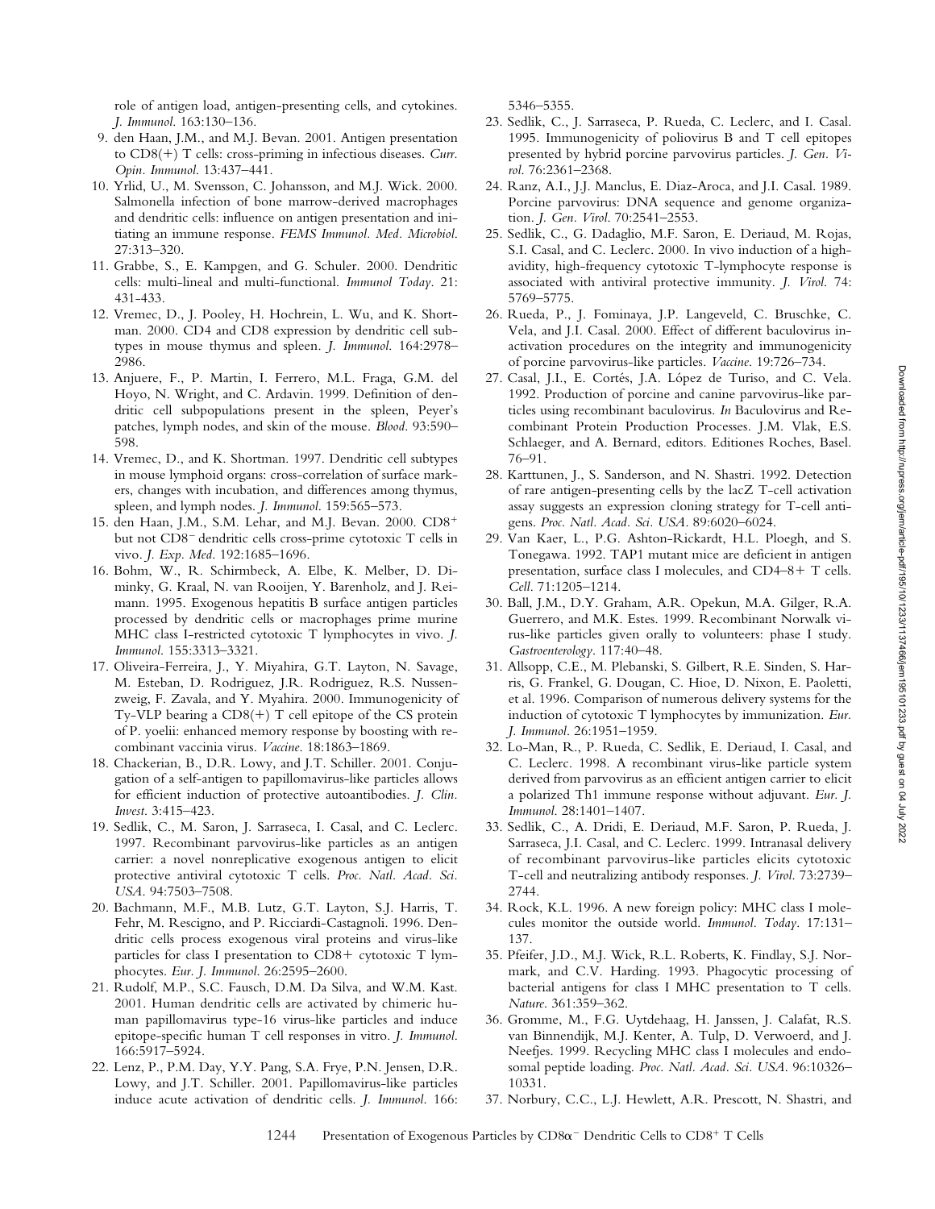role of antigen load, antigen-presenting cells, and cytokines. *J. Immunol.* 163:130–136.

9. den Haan, J.M., and M.J. Bevan. 2001. Antigen presentation to CD8(+) T cells: cross-priming in infectious diseases. *Curr. Opin. Immunol.* 13:437–441.
10. Yrlid, U., M. Svensson, C. Johansson, and M.J. Wick. 2000. Salmonella infection of bone marrow-derived macrophages and dendritic cells: influence on antigen presentation and initiating an immune response. *FEMS Immunol. Med. Microbiol.* 27:313–320.
11. Grabbe, S., E. Kampgen, and G. Schuler. 2000. Dendritic cells: multi-lineal and multi-functional. *Immunol Today*. 21: 431-433.
12. Vremec, D., J. Pooley, H. Hochrein, L. Wu, and K. Shortman. 2000. CD4 and CD8 expression by dendritic cell subtypes in mouse thymus and spleen. *J. Immunol.* 164:2978–2986.
13. Anjuere, F., P. Martin, I. Ferrero, M.L. Fraga, G.M. del Hoyo, N. Wright, and C. Ardavin. 1999. Definition of dendritic cell subpopulations present in the spleen, Peyer's patches, lymph nodes, and skin of the mouse. *Blood*. 93:590–598.
14. Vremec, D., and K. Shortman. 1997. Dendritic cell subtypes in mouse lymphoid organs: cross-correlation of surface markers, changes with incubation, and differences among thymus, spleen, and lymph nodes. *J. Immunol.* 159:565–573.
15. den Haan, J.M., S.M. Lehar, and M.J. Bevan. 2000. $CD8^+$ but not $CD8^-$ dendritic cells cross-prime cytotoxic T cells in vivo. *J. Exp. Med.* 192:1685–1696.
16. Bohm, W., R. Schirmbeck, A. Elbe, K. Melber, D. Diminky, G. Kraal, N. van Rooijen, Y. Barenholz, and J. Reimann. 1995. Exogenous hepatitis B surface antigen particles processed by dendritic cells or macrophages prime murine MHC class I-restricted cytotoxic T lymphocytes in vivo. *J. Immunol.* 155:3313–3321.
17. Oliveira-Ferreira, J., Y. Miyahira, G.T. Layton, N. Savage, M. Esteban, D. Rodriguez, J.R. Rodriguez, R.S. Nussenzweig, F. Zavala, and Y. Myahira. 2000. Immunogenicity of Ty-VLP bearing a CD8(+) T cell epitope of the CS protein of P. yoelii: enhanced memory response by boosting with recombinant vaccinia virus. *Vaccine*. 18:1863–1869.
18. Chackerian, B., D.R. Lowy, and J.T. Schiller. 2001. Conjugation of a self-antigen to papillomavirus-like particles allows for efficient induction of protective autoantibodies. *J. Clin. Invest.* 3:415–423.
19. Sedlik, C., M. Saron, J. Sarraseca, I. Casal, and C. Leclerc. 1997. Recombinant parvovirus-like particles as an antigen carrier: a novel nonreplicative exogenous antigen to elicit protective antiviral cytotoxic T cells. *Proc. Natl. Acad. Sci. USA*. 94:7503–7508.
20. Bachmann, M.F., M.B. Lutz, G.T. Layton, S.J. Harris, T. Fehr, M. Rescigno, and P. Ricciardi-Castagnoli. 1996. Dendritic cells process exogenous viral proteins and virus-like particles for class I presentation to CD8+ cytotoxic T lymphocytes. *Eur. J. Immunol.* 26:2595–2600.
21. Rudolf, M.P., S.C. Fausch, D.M. Da Silva, and W.M. Kast. 2001. Human dendritic cells are activated by chimeric human papillomavirus type-16 virus-like particles and induce epitope-specific human T cell responses in vitro. *J. Immunol.* 166:5917–5924.
22. Lenz, P., P.M. Day, Y.Y. Pang, S.A. Frye, P.N. Jensen, D.R. Lowy, and J.T. Schiller. 2001. Papillomavirus-like particles induce acute activation of dendritic cells. *J. Immunol.* 166: 5346–5355.
23. Sedlik, C., J. Sarraseca, P. Rueda, C. Leclerc, and I. Casal. 1995. Immunogenicity of poliovirus B and T cell epitopes presented by hybrid porcine parvovirus particles. *J. Gen. Virol.* 76:2361–2368.
24. Ranz, A.I., J.J. Manclus, E. Diaz-Aroca, and J.I. Casal. 1989. Porcine parvovirus: DNA sequence and genome organization. *J. Gen. Virol.* 70:2541–2553.
25. Sedlik, C., G. Dadaglio, M.F. Saron, E. Deriaud, M. Rojas, S.I. Casal, and C. Leclerc. 2000. In vivo induction of a high-avidity, high-frequency cytotoxic T-lymphocyte response is associated with antiviral protective immunity. *J. Virol.* 74: 5769–5775.
26. Rueda, P., J. Fominaya, J.P. Langeveld, C. Bruschke, C. Vela, and J.I. Casal. 2000. Effect of different baculovirus inactivation procedures on the integrity and immunogenicity of porcine parvovirus-like particles. *Vaccine*. 19:726–734.
27. Casal, J.I., E. Cortés, J.A. López de Turiso, and C. Vela. 1992. Production of porcine and canine parvovirus-like particles using recombinant baculovirus. *In* Baculovirus and Recombinant Protein Production Processes. J.M. Vlak, E.S. Schlaeger, and A. Bernard, editors. Editiones Roches, Basel. 76–91.
28. Karttunen, J., S. Sanderson, and N. Shastri. 1992. Detection of rare antigen-presenting cells by the lacZ T-cell activation assay suggests an expression cloning strategy for T-cell antigens. *Proc. Natl. Acad. Sci. USA*. 89:6020–6024.
29. Van Kaer, L., P.G. Ashton-Rickardt, H.L. Ploegh, and S. Tonegawa. 1992. TAP1 mutant mice are deficient in antigen presentation, surface class I molecules, and CD4–8+ T cells. *Cell*. 71:1205–1214.
30. Ball, J.M., D.Y. Graham, A.R. Opekun, M.A. Gilger, R.A. Guerrero, and M.K. Estes. 1999. Recombinant Norwalk virus-like particles given orally to volunteers: phase I study. *Gastroenterology*. 117:40–48.
31. Allsopp, C.E., M. Plebanski, S. Gilbert, R.E. Sinden, S. Harris, G. Frankel, G. Dougan, C. Hioe, D. Nixon, E. Paoletti, et al. 1996. Comparison of numerous delivery systems for the induction of cytotoxic T lymphocytes by immunization. *Eur. J. Immunol.* 26:1951–1959.
32. Lo-Man, R., P. Rueda, C. Sedlik, E. Deriaud, I. Casal, and C. Leclerc. 1998. A recombinant virus-like particle system derived from parvovirus as an efficient antigen carrier to elicit a polarized Th1 immune response without adjuvant. *Eur. J. Immunol.* 28:1401–1407.
33. Sedlik, C., A. Dridi, E. Deriaud, M.F. Saron, P. Rueda, J. Sarraseca, J.I. Casal, and C. Leclerc. 1999. Intranasal delivery of recombinant parvovirus-like particles elicits cytotoxic T-cell and neutralizing antibody responses. *J. Virol.* 73:2739–2744.
34. Rock, K.L. 1996. A new foreign policy: MHC class I molecules monitor the outside world. *Immunol. Today*. 17:131–137.
35. Pfeifer, J.D., M.J. Wick, R.L. Roberts, K. Findlay, S.J. Normark, and C.V. Harding. 1993. Phagocytic processing of bacterial antigens for class I MHC presentation to T cells. *Nature*. 361:359–362.
36. Gromme, M., F.G. Uytdehaag, H. Janssen, J. Calafat, R.S. van Binnendijk, M.J. Kenter, A. Tulp, D. Verwoerd, and J. Neefjes. 1999. Recycling MHC class I molecules and endosomal peptide loading. *Proc. Natl. Acad. Sci. USA*. 96:10326–10331.
37. Norbury, C.C., L.J. Hewlett, A.R. Prescott, N. Shastri, and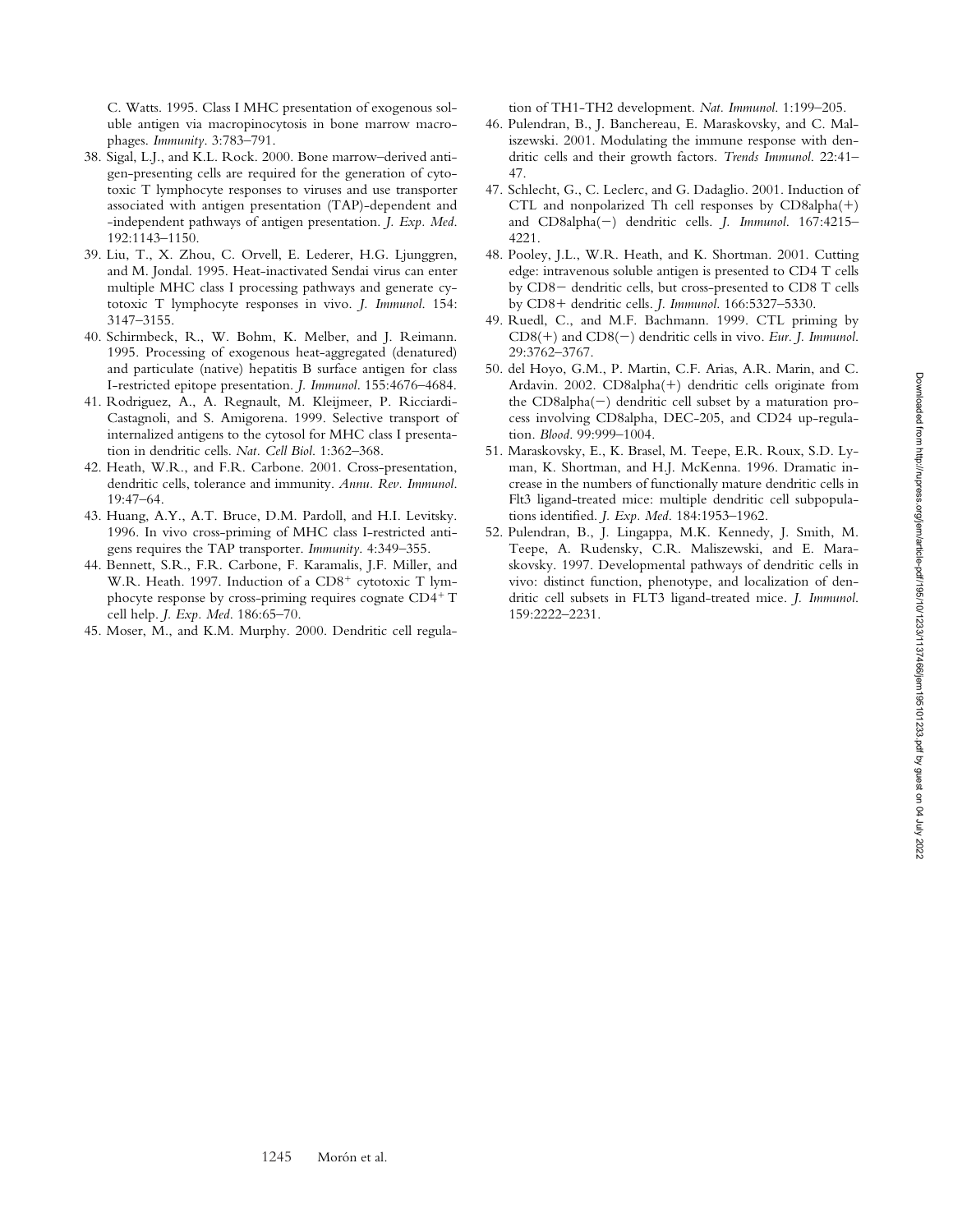C. Watts. 1995. Class I MHC presentation of exogenous soluble antigen via macropinocytosis in bone marrow macrophages. *Immunity*. 3:783–791.

38. Sigal, L.J., and K.L. Rock. 2000. Bone marrow–derived antigen-presenting cells are required for the generation of cytotoxic T lymphocyte responses to viruses and use transporter associated with antigen presentation (TAP)-dependent and -independent pathways of antigen presentation. *J. Exp. Med.* 192:1143–1150.
39. Liu, T., X. Zhou, C. Orvell, E. Lederer, H.G. Ljunggren, and M. Jondal. 1995. Heat-inactivated Sendai virus can enter multiple MHC class I processing pathways and generate cytotoxic T lymphocyte responses in vivo. *J. Immunol.* 154: 3147–3155.
40. Schirmbeck, R., W. Bohm, K. Melber, and J. Reimann. 1995. Processing of exogenous heat-aggregated (denatured) and particulate (native) hepatitis B surface antigen for class I-restricted epitope presentation. *J. Immunol.* 155:4676–4684.
41. Rodriguez, A., A. Regnault, M. Kleijmeer, P. Ricciardi-Castagnoli, and S. Amigorena. 1999. Selective transport of internalized antigens to the cytosol for MHC class I presentation in dendritic cells. *Nat. Cell Biol.* 1:362–368.
42. Heath, W.R., and F.R. Carbone. 2001. Cross-presentation, dendritic cells, tolerance and immunity. *Annu. Rev. Immunol.* 19:47–64.
43. Huang, A.Y., A.T. Bruce, D.M. Pardoll, and H.I. Levitsky. 1996. In vivo cross-priming of MHC class I-restricted antigens requires the TAP transporter. *Immunity*. 4:349–355.
44. Bennett, S.R., F.R. Carbone, F. Karamalis, J.F. Miller, and W.R. Heath. 1997. Induction of a $CD8^+$ cytotoxic T lymphocyte response by cross-priming requires cognate $CD4^+$ T cell help. *J. Exp. Med.* 186:65–70.
45. Moser, M., and K.M. Murphy. 2000. Dendritic cell regulation of TH1-TH2 development. *Nat. Immunol.* 1:199–205.
46. Pulendran, B., J. Banchereau, E. Maraskovsky, and C. Maliszewski. 2001. Modulating the immune response with dendritic cells and their growth factors. *Trends Immunol.* 22:41–47.
47. Schlecht, G., C. Leclerc, and G. Dadaglio. 2001. Induction of CTL and nonpolarized Th cell responses by CD8alpha(+) and CD8alpha(−) dendritic cells. *J. Immunol.* 167:4215–4221.
48. Pooley, J.L., W.R. Heath, and K. Shortman. 2001. Cutting edge: intravenous soluble antigen is presented to CD4 T cells by CD8− dendritic cells, but cross-presented to CD8 T cells by CD8+ dendritic cells. *J. Immunol.* 166:5327–5330.
49. Ruedl, C., and M.F. Bachmann. 1999. CTL priming by CD8(+) and CD8(−) dendritic cells in vivo. *Eur. J. Immunol.* 29:3762–3767.
50. del Hoyo, G.M., P. Martin, C.F. Arias, A.R. Marin, and C. Ardavin. 2002. CD8alpha(+) dendritic cells originate from the CD8alpha(−) dendritic cell subset by a maturation process involving CD8alpha, DEC-205, and CD24 up-regulation. *Blood*. 99:999–1004.
51. Maraskovsky, E., K. Brasel, M. Teepe, E.R. Roux, S.D. Lyman, K. Shortman, and H.J. McKenna. 1996. Dramatic increase in the numbers of functionally mature dendritic cells in Flt3 ligand-treated mice: multiple dendritic cell subpopulations identified. *J. Exp. Med.* 184:1953–1962.
52. Pulendran, B., J. Lingappa, M.K. Kennedy, J. Smith, M. Teepe, A. Rudensky, C.R. Maliszewski, and E. Maraskovsky. 1997. Developmental pathways of dendritic cells in vivo: distinct function, phenotype, and localization of dendritic cell subsets in FLT3 ligand-treated mice. *J. Immunol.* 159:2222–2231.